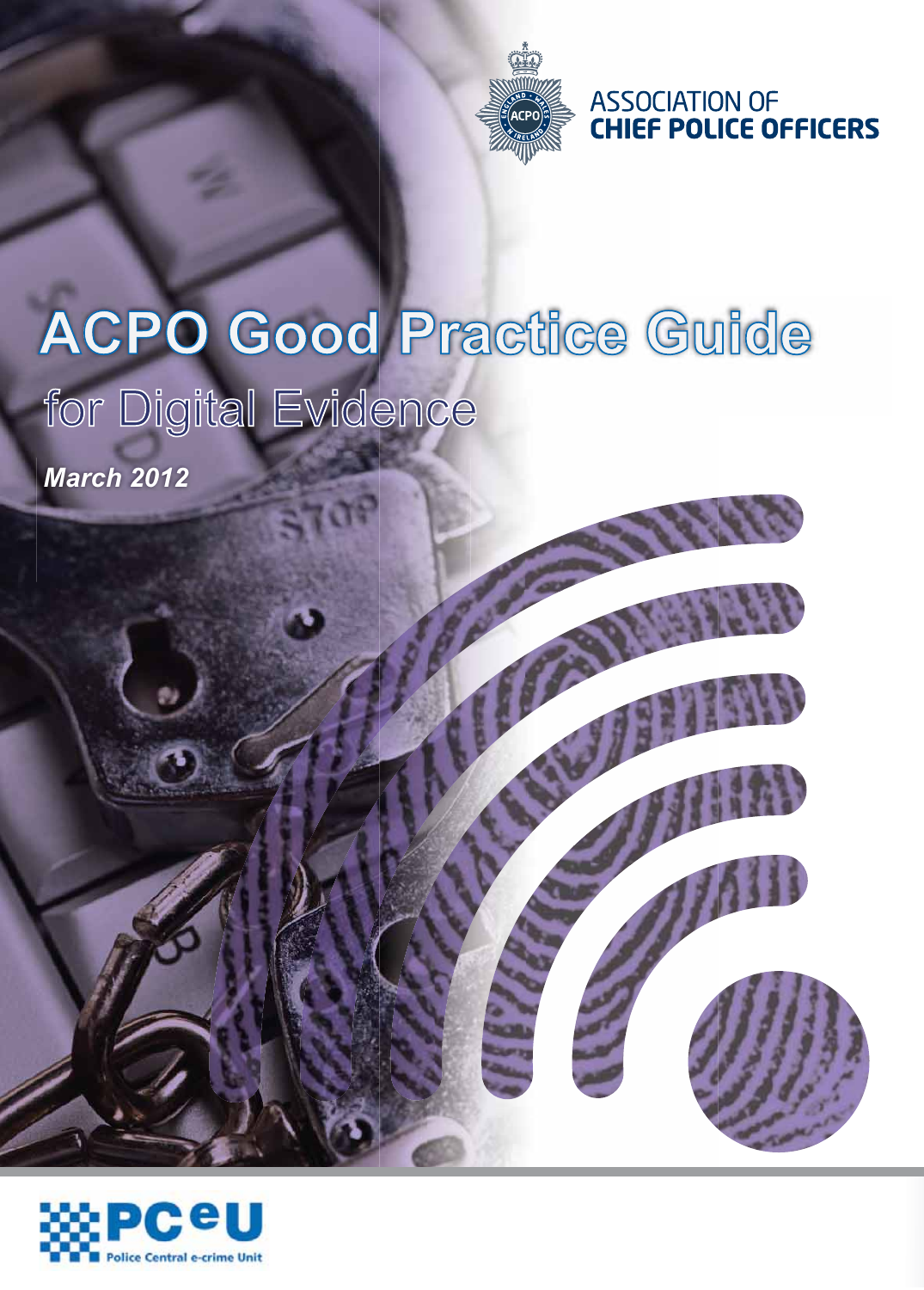ASSOCIATION OF
**CHIEF POLICE OFFICERS**

# ACPO Good Practice Guide

## for Digital Evidence

***March 2012***

PCeU
Police Central e-crime Unit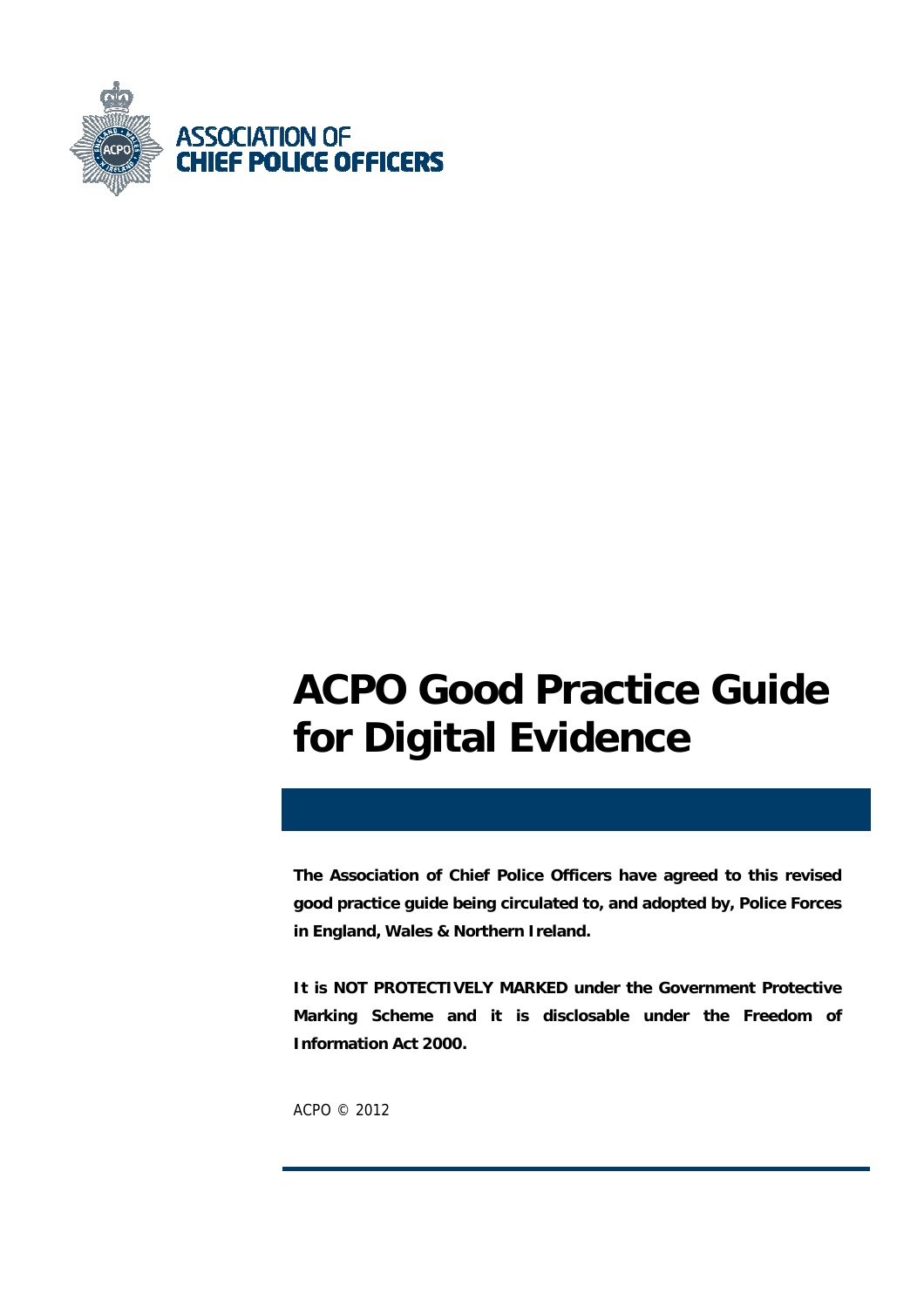ASSOCIATION OF
CHIEF POLICE OFFICERS

# ACPO Good Practice Guide for Digital Evidence

**The Association of Chief Police Officers have agreed to this revised good practice guide being circulated to, and adopted by, Police Forces in England, Wales & Northern Ireland.**

**It is NOT PROTECTIVELY MARKED under the Government Protective Marking Scheme and it is disclosable under the Freedom of Information Act 2000.**

ACPO © 2012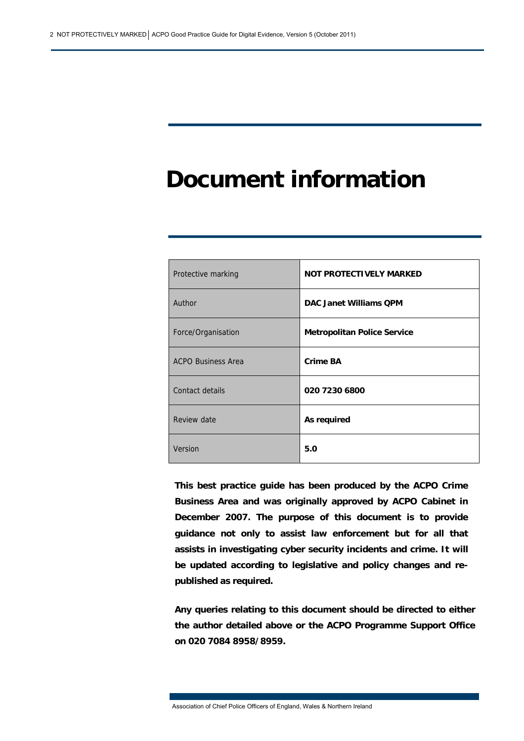# Document information

| Protective marking | **NOT PROTECTIVELY MARKED** |
|---|---|
| Author | **DAC Janet Williams QPM** |
| Force/Organisation | **Metropolitan Police Service** |
| ACPO Business Area | **Crime BA** |
| Contact details | **020 7230 6800** |
| Review date | **As required** |
| Version | **5.0** |

**This best practice guide has been produced by the ACPO Crime Business Area and was originally approved by ACPO Cabinet in December 2007. The purpose of this document is to provide guidance not only to assist law enforcement but for all that assists in investigating cyber security incidents and crime. It will be updated according to legislative and policy changes and re-published as required.**

**Any queries relating to this document should be directed to either the author detailed above or the ACPO Programme Support Office on 020 7084 8958/8959.**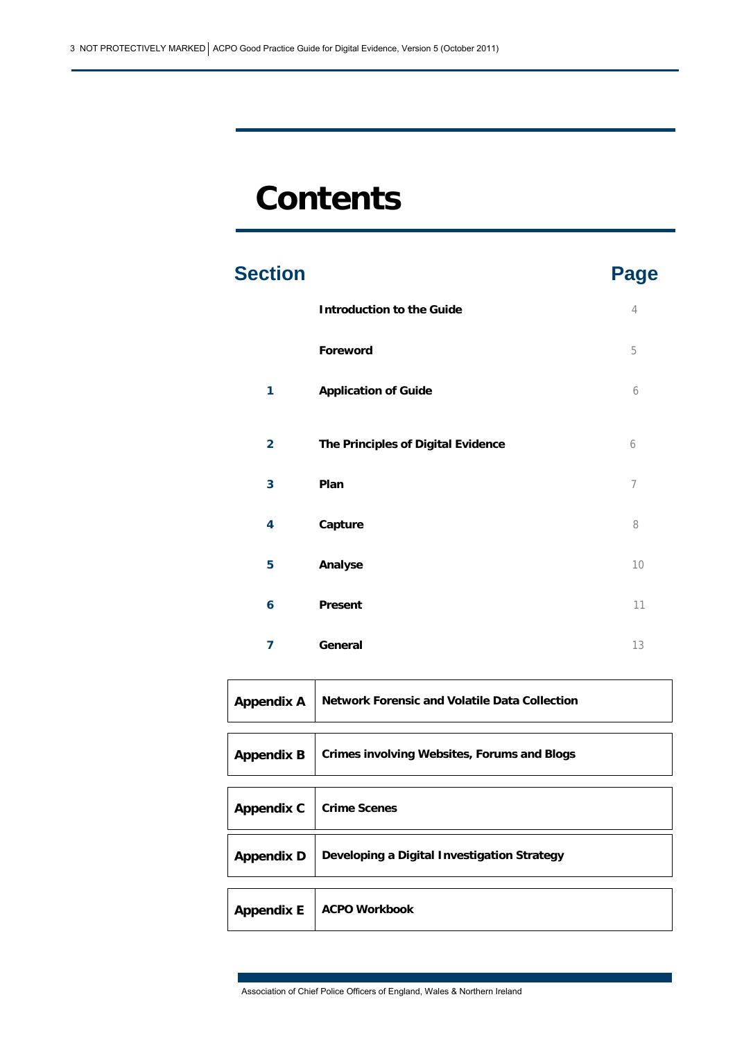# Contents

| Section | | Page |
| --- | --- | --- |
| | **Introduction to the Guide** | 4 |
| | **Foreword** | 5 |
| **1** | **Application of Guide** | 6 |
| **2** | **The Principles of Digital Evidence** | 6 |
| **3** | **Plan** | 7 |
| **4** | **Capture** | 8 |
| **5** | **Analyse** | 10 |
| **6** | **Present** | 11 |
| **7** | **General** | 13 |

| | |
| --- | --- |
| **Appendix A** | **Network Forensic and Volatile Data Collection** |
| **Appendix B** | **Crimes involving Websites, Forums and Blogs** |
| **Appendix C** | **Crime Scenes** |
| **Appendix D** | **Developing a Digital Investigation Strategy** |
| **Appendix E** | **ACPO Workbook** |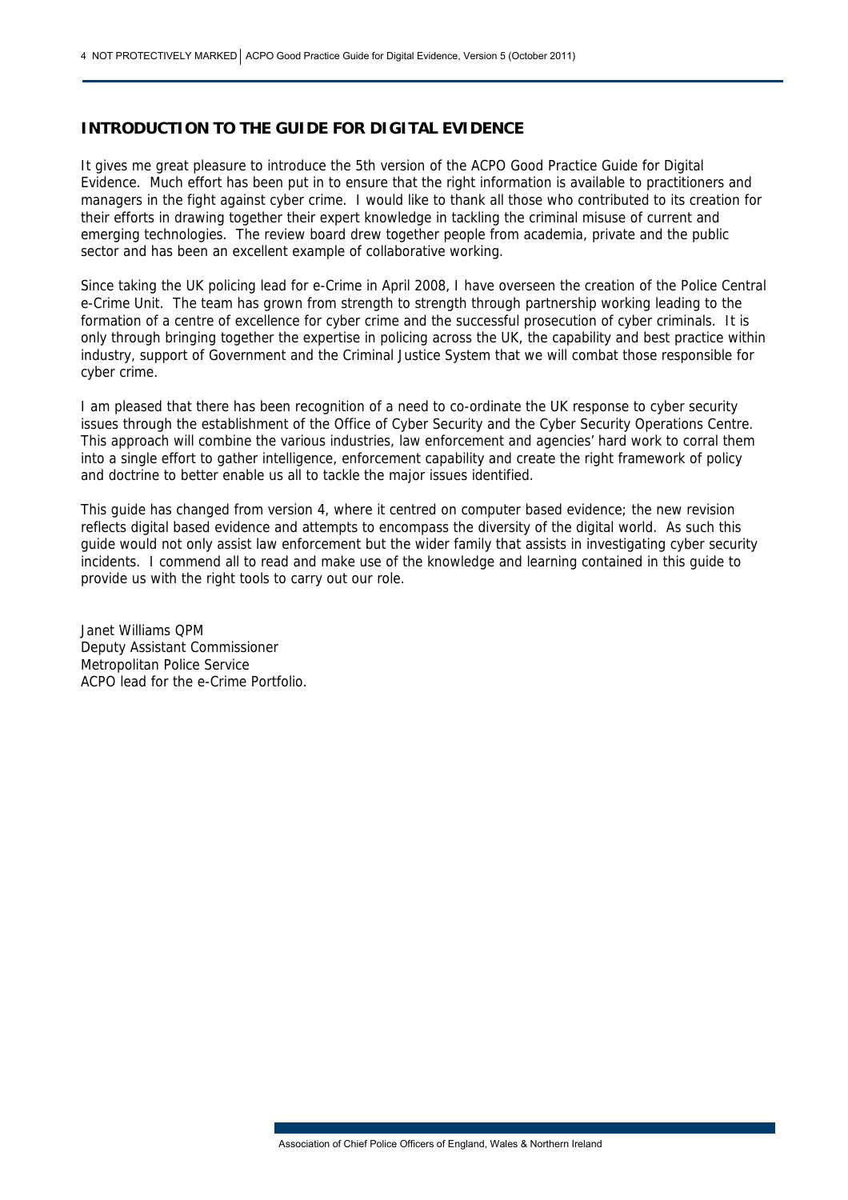## INTRODUCTION TO THE GUIDE FOR DIGITAL EVIDENCE

It gives me great pleasure to introduce the 5th version of the ACPO Good Practice Guide for Digital Evidence. Much effort has been put in to ensure that the right information is available to practitioners and managers in the fight against cyber crime. I would like to thank all those who contributed to its creation for their efforts in drawing together their expert knowledge in tackling the criminal misuse of current and emerging technologies. The review board drew together people from academia, private and the public sector and has been an excellent example of collaborative working.

Since taking the UK policing lead for e-Crime in April 2008, I have overseen the creation of the Police Central e-Crime Unit. The team has grown from strength to strength through partnership working leading to the formation of a centre of excellence for cyber crime and the successful prosecution of cyber criminals. It is only through bringing together the expertise in policing across the UK, the capability and best practice within industry, support of Government and the Criminal Justice System that we will combat those responsible for cyber crime.

I am pleased that there has been recognition of a need to co-ordinate the UK response to cyber security issues through the establishment of the Office of Cyber Security and the Cyber Security Operations Centre. This approach will combine the various industries, law enforcement and agencies' hard work to corral them into a single effort to gather intelligence, enforcement capability and create the right framework of policy and doctrine to better enable us all to tackle the major issues identified.

This guide has changed from version 4, where it centred on computer based evidence; the new revision reflects digital based evidence and attempts to encompass the diversity of the digital world. As such this guide would not only assist law enforcement but the wider family that assists in investigating cyber security incidents. I commend all to read and make use of the knowledge and learning contained in this guide to provide us with the right tools to carry out our role.

Janet Williams QPM
Deputy Assistant Commissioner
Metropolitan Police Service
ACPO lead for the e-Crime Portfolio.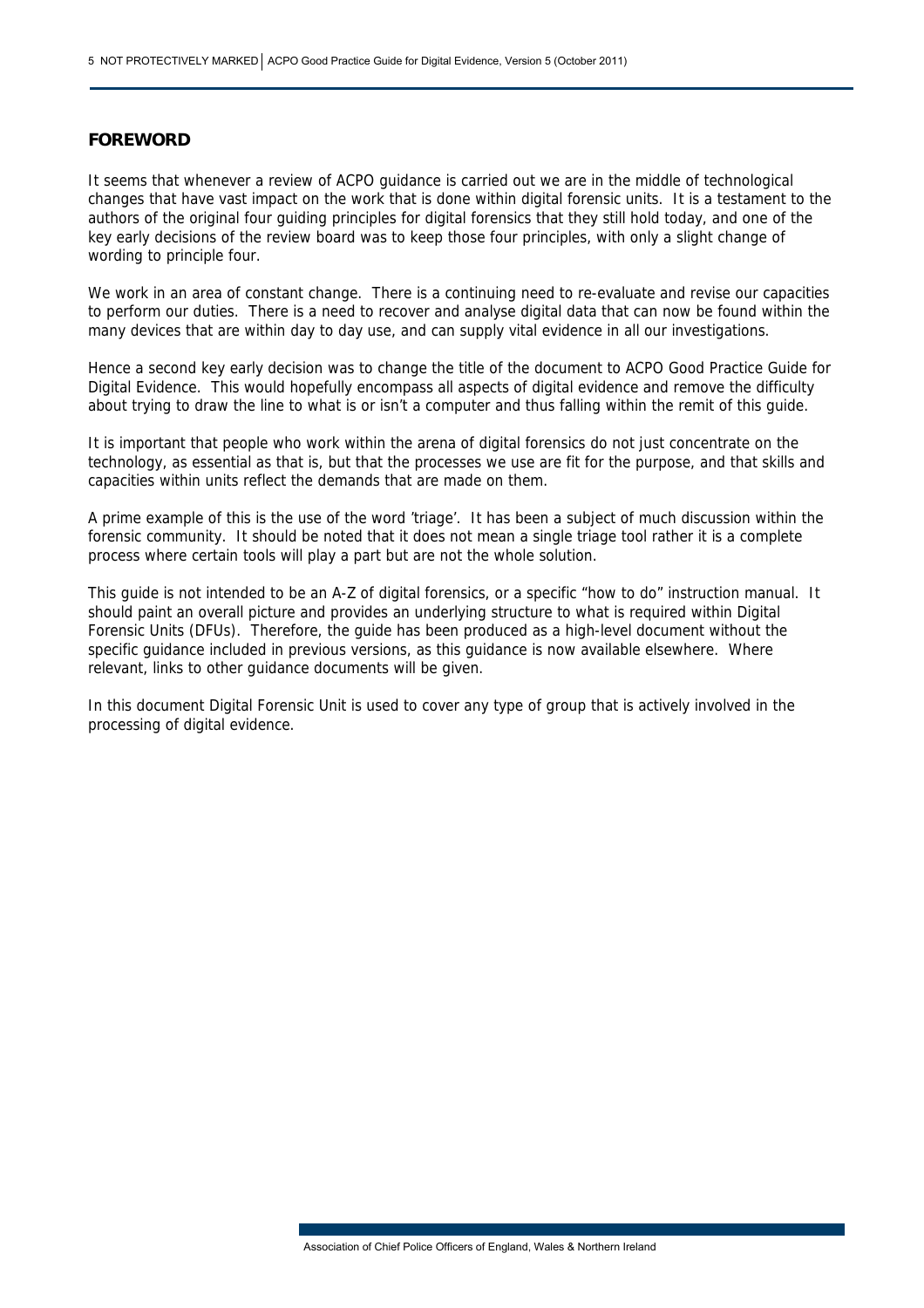## FOREWORD

It seems that whenever a review of ACPO guidance is carried out we are in the middle of technological changes that have vast impact on the work that is done within digital forensic units. It is a testament to the authors of the original four guiding principles for digital forensics that they still hold today, and one of the key early decisions of the review board was to keep those four principles, with only a slight change of wording to principle four.

We work in an area of constant change. There is a continuing need to re-evaluate and revise our capacities to perform our duties. There is a need to recover and analyse digital data that can now be found within the many devices that are within day to day use, and can supply vital evidence in all our investigations.

Hence a second key early decision was to change the title of the document to ACPO Good Practice Guide for Digital Evidence. This would hopefully encompass all aspects of digital evidence and remove the difficulty about trying to draw the line to what is or isn't a computer and thus falling within the remit of this guide.

It is important that people who work within the arena of digital forensics do not just concentrate on the technology, as essential as that is, but that the processes we use are fit for the purpose, and that skills and capacities within units reflect the demands that are made on them.

A prime example of this is the use of the word 'triage'. It has been a subject of much discussion within the forensic community. It should be noted that it does not mean a single triage tool rather it is a complete process where certain tools will play a part but are not the whole solution.

This guide is not intended to be an A-Z of digital forensics, or a specific "how to do" instruction manual. It should paint an overall picture and provides an underlying structure to what is required within Digital Forensic Units (DFUs). Therefore, the guide has been produced as a high-level document without the specific guidance included in previous versions, as this guidance is now available elsewhere. Where relevant, links to other guidance documents will be given.

In this document Digital Forensic Unit is used to cover any type of group that is actively involved in the processing of digital evidence.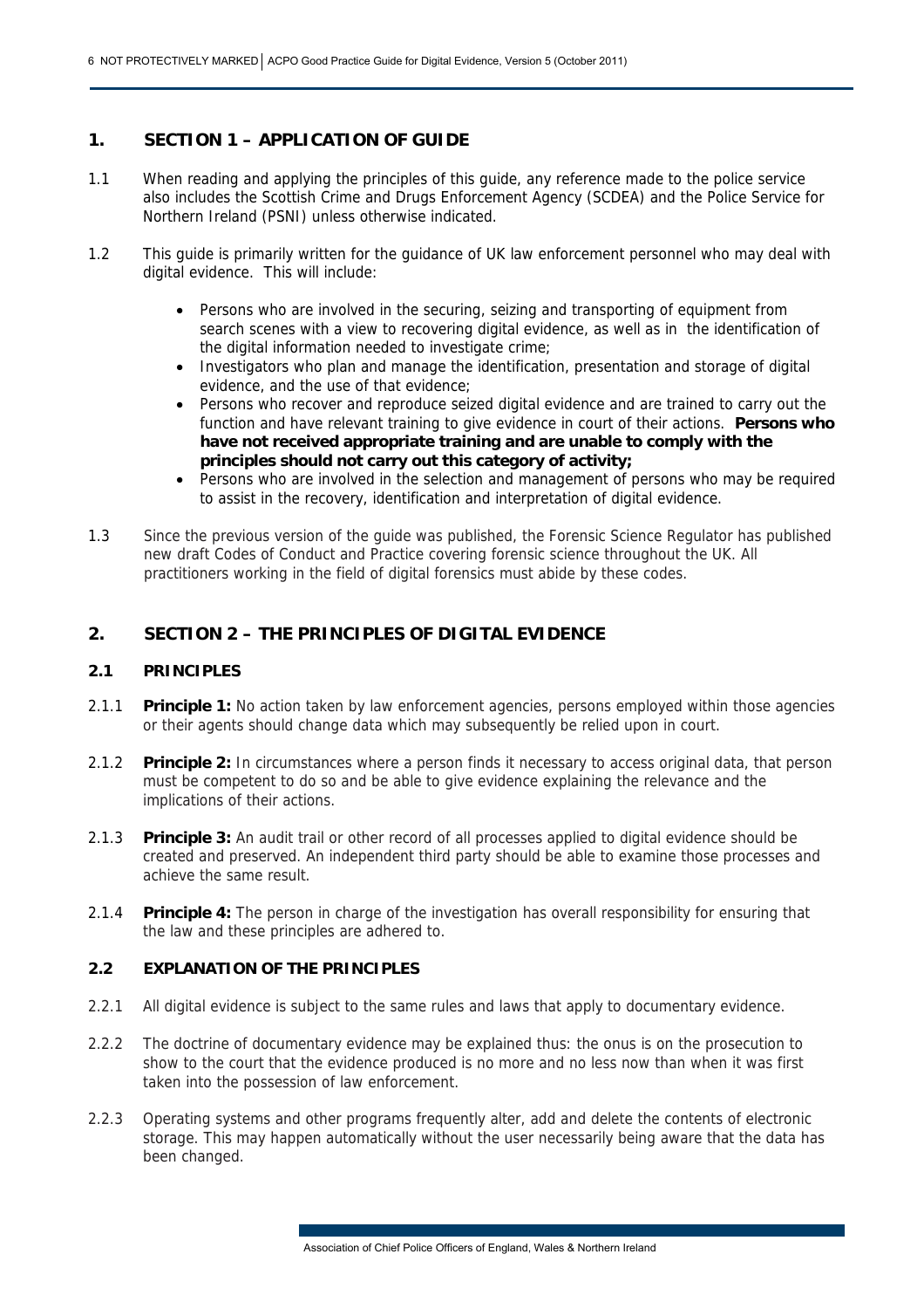## 1. SECTION 1 – APPLICATION OF GUIDE

1.1 When reading and applying the principles of this guide, any reference made to the police service also includes the Scottish Crime and Drugs Enforcement Agency (SCDEA) and the Police Service for Northern Ireland (PSNI) unless otherwise indicated.

1.2 This guide is primarily written for the guidance of UK law enforcement personnel who may deal with digital evidence. This will include:

- Persons who are involved in the securing, seizing and transporting of equipment from search scenes with a view to recovering digital evidence, as well as in the identification of the digital information needed to investigate crime;
- Investigators who plan and manage the identification, presentation and storage of digital evidence, and the use of that evidence;
- Persons who recover and reproduce seized digital evidence and are trained to carry out the function and have relevant training to give evidence in court of their actions. **Persons who have not received appropriate training and are unable to comply with the principles should not carry out this category of activity;**
- Persons who are involved in the selection and management of persons who may be required to assist in the recovery, identification and interpretation of digital evidence.

1.3 Since the previous version of the guide was published, the Forensic Science Regulator has published new draft Codes of Conduct and Practice covering forensic science throughout the UK. All practitioners working in the field of digital forensics must abide by these codes.

## 2. SECTION 2 – THE PRINCIPLES OF DIGITAL EVIDENCE

### 2.1 PRINCIPLES

2.1.1 **Principle 1:** No action taken by law enforcement agencies, persons employed within those agencies or their agents should change data which may subsequently be relied upon in court.

2.1.2 **Principle 2:** In circumstances where a person finds it necessary to access original data, that person must be competent to do so and be able to give evidence explaining the relevance and the implications of their actions.

2.1.3 **Principle 3:** An audit trail or other record of all processes applied to digital evidence should be created and preserved. An independent third party should be able to examine those processes and achieve the same result.

2.1.4 **Principle 4:** The person in charge of the investigation has overall responsibility for ensuring that the law and these principles are adhered to.

### 2.2 EXPLANATION OF THE PRINCIPLES

2.2.1 All digital evidence is subject to the same rules and laws that apply to documentary evidence.

2.2.2 The doctrine of documentary evidence may be explained thus: the onus is on the prosecution to show to the court that the evidence produced is no more and no less now than when it was first taken into the possession of law enforcement.

2.2.3 Operating systems and other programs frequently alter, add and delete the contents of electronic storage. This may happen automatically without the user necessarily being aware that the data has been changed.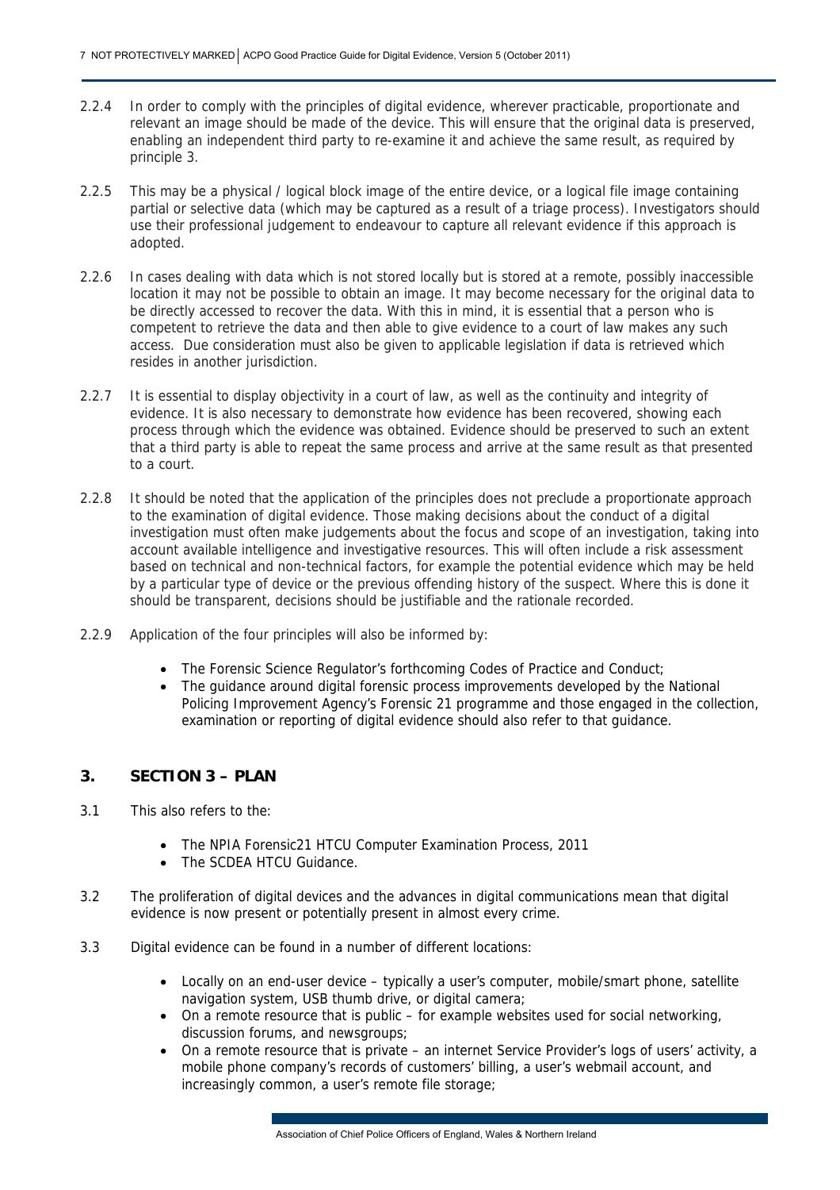2.2.4 In order to comply with the principles of digital evidence, wherever practicable, proportionate and relevant an image should be made of the device. This will ensure that the original data is preserved, enabling an independent third party to re-examine it and achieve the same result, as required by principle 3.

2.2.5 This may be a physical / logical block image of the entire device, or a logical file image containing partial or selective data (which may be captured as a result of a triage process). Investigators should use their professional judgement to endeavour to capture all relevant evidence if this approach is adopted.

2.2.6 In cases dealing with data which is not stored locally but is stored at a remote, possibly inaccessible location it may not be possible to obtain an image. It may become necessary for the original data to be directly accessed to recover the data. With this in mind, it is essential that a person who is competent to retrieve the data and then able to give evidence to a court of law makes any such access. Due consideration must also be given to applicable legislation if data is retrieved which resides in another jurisdiction.

2.2.7 It is essential to display objectivity in a court of law, as well as the continuity and integrity of evidence. It is also necessary to demonstrate how evidence has been recovered, showing each process through which the evidence was obtained. Evidence should be preserved to such an extent that a third party is able to repeat the same process and arrive at the same result as that presented to a court.

2.2.8 It should be noted that the application of the principles does not preclude a proportionate approach to the examination of digital evidence. Those making decisions about the conduct of a digital investigation must often make judgements about the focus and scope of an investigation, taking into account available intelligence and investigative resources. This will often include a risk assessment based on technical and non-technical factors, for example the potential evidence which may be held by a particular type of device or the previous offending history of the suspect. Where this is done it should be transparent, decisions should be justifiable and the rationale recorded.

2.2.9 Application of the four principles will also be informed by:

- The Forensic Science Regulator's forthcoming Codes of Practice and Conduct;
- The guidance around digital forensic process improvements developed by the National Policing Improvement Agency's Forensic 21 programme and those engaged in the collection, examination or reporting of digital evidence should also refer to that guidance.

## 3. SECTION 3 – PLAN

3.1 This also refers to the:

- The NPIA Forensic21 HTCU Computer Examination Process, 2011
- The SCDEA HTCU Guidance.

3.2 The proliferation of digital devices and the advances in digital communications mean that digital evidence is now present or potentially present in almost every crime.

3.3 Digital evidence can be found in a number of different locations:

- Locally on an end-user device – typically a user's computer, mobile/smart phone, satellite navigation system, USB thumb drive, or digital camera;
- On a remote resource that is public – for example websites used for social networking, discussion forums, and newsgroups;
- On a remote resource that is private – an internet Service Provider's logs of users' activity, a mobile phone company's records of customers' billing, a user's webmail account, and increasingly common, a user's remote file storage;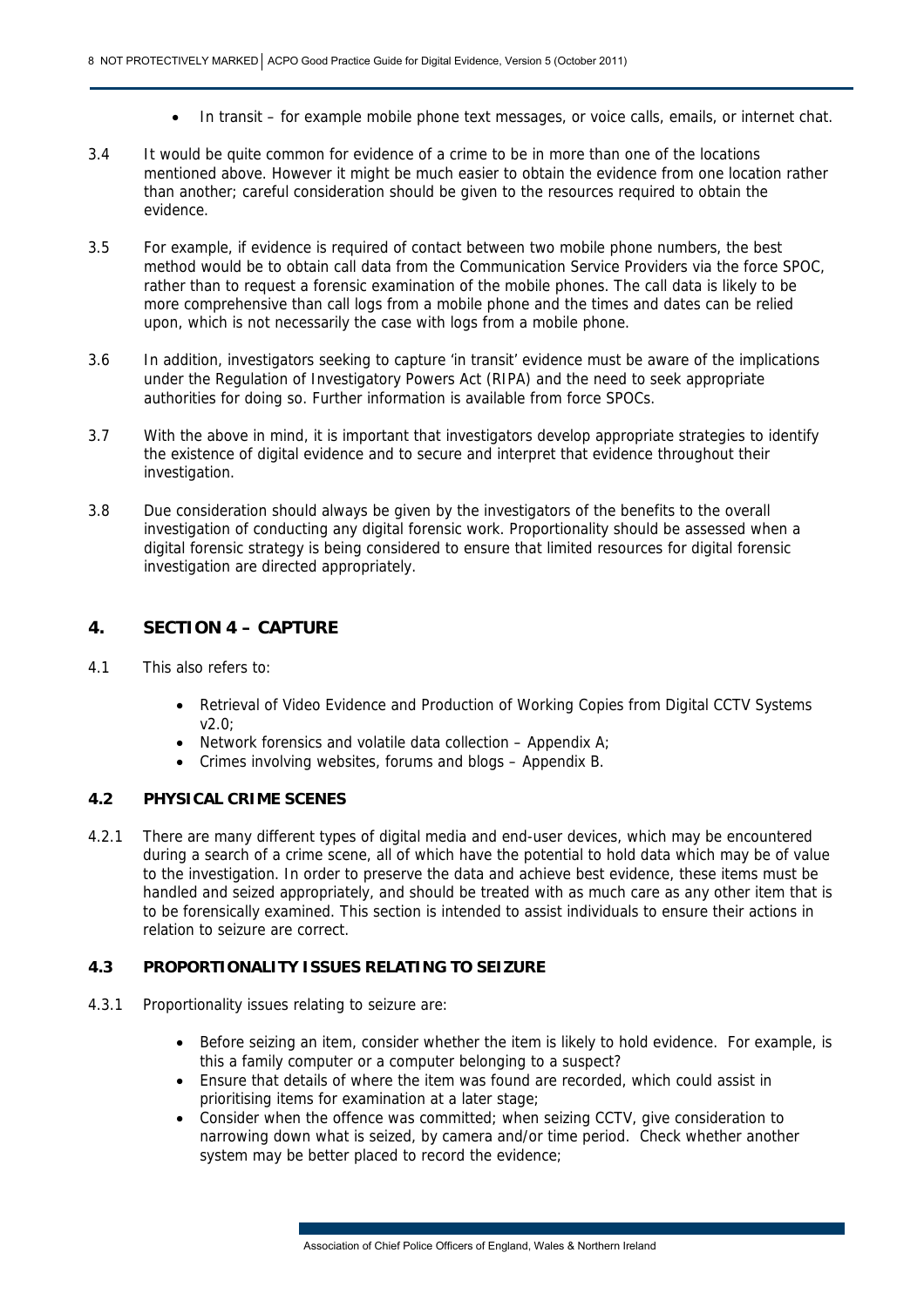- In transit – for example mobile phone text messages, or voice calls, emails, or internet chat.

3.4 It would be quite common for evidence of a crime to be in more than one of the locations mentioned above. However it might be much easier to obtain the evidence from one location rather than another; careful consideration should be given to the resources required to obtain the evidence.

3.5 For example, if evidence is required of contact between two mobile phone numbers, the best method would be to obtain call data from the Communication Service Providers via the force SPOC, rather than to request a forensic examination of the mobile phones. The call data is likely to be more comprehensive than call logs from a mobile phone and the times and dates can be relied upon, which is not necessarily the case with logs from a mobile phone.

3.6 In addition, investigators seeking to capture 'in transit' evidence must be aware of the implications under the Regulation of Investigatory Powers Act (RIPA) and the need to seek appropriate authorities for doing so. Further information is available from force SPOCs.

3.7 With the above in mind, it is important that investigators develop appropriate strategies to identify the existence of digital evidence and to secure and interpret that evidence throughout their investigation.

3.8 Due consideration should always be given by the investigators of the benefits to the overall investigation of conducting any digital forensic work. Proportionality should be assessed when a digital forensic strategy is being considered to ensure that limited resources for digital forensic investigation are directed appropriately.

## 4. SECTION 4 – CAPTURE

4.1 This also refers to:

- Retrieval of Video Evidence and Production of Working Copies from Digital CCTV Systems v2.0;
- Network forensics and volatile data collection – Appendix A;
- Crimes involving websites, forums and blogs – Appendix B.

### 4.2 PHYSICAL CRIME SCENES

4.2.1 There are many different types of digital media and end-user devices, which may be encountered during a search of a crime scene, all of which have the potential to hold data which may be of value to the investigation. In order to preserve the data and achieve best evidence, these items must be handled and seized appropriately, and should be treated with as much care as any other item that is to be forensically examined. This section is intended to assist individuals to ensure their actions in relation to seizure are correct.

### 4.3 PROPORTIONALITY ISSUES RELATING TO SEIZURE

4.3.1 Proportionality issues relating to seizure are:

- Before seizing an item, consider whether the item is likely to hold evidence. For example, is this a family computer or a computer belonging to a suspect?
- Ensure that details of where the item was found are recorded, which could assist in prioritising items for examination at a later stage;
- Consider when the offence was committed; when seizing CCTV, give consideration to narrowing down what is seized, by camera and/or time period. Check whether another system may be better placed to record the evidence;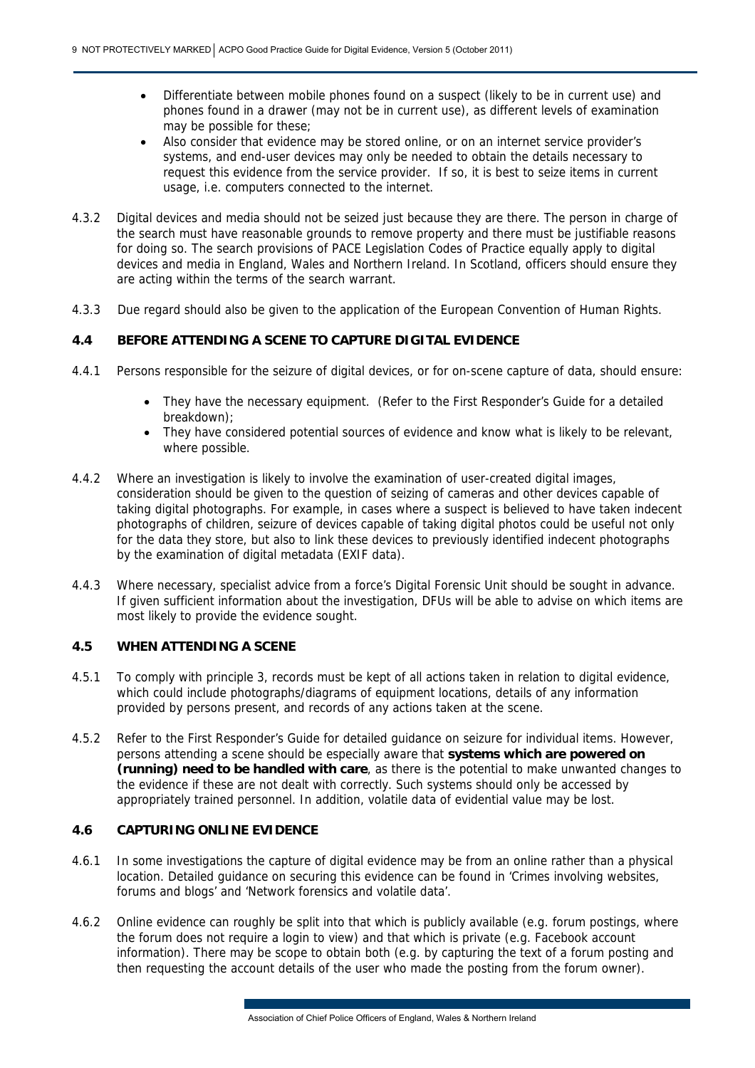- Differentiate between mobile phones found on a suspect (likely to be in current use) and phones found in a drawer (may not be in current use), as different levels of examination may be possible for these;
- Also consider that evidence may be stored online, or on an internet service provider's systems, and end-user devices may only be needed to obtain the details necessary to request this evidence from the service provider. If so, it is best to seize items in current usage, i.e. computers connected to the internet.

4.3.2 Digital devices and media should not be seized just because they are there. The person in charge of the search must have reasonable grounds to remove property and there must be justifiable reasons for doing so. The search provisions of PACE Legislation Codes of Practice equally apply to digital devices and media in England, Wales and Northern Ireland. In Scotland, officers should ensure they are acting within the terms of the search warrant.

4.3.3 Due regard should also be given to the application of the European Convention of Human Rights.

### 4.4 BEFORE ATTENDING A SCENE TO CAPTURE DIGITAL EVIDENCE

4.4.1 Persons responsible for the seizure of digital devices, or for on-scene capture of data, should ensure:

- They have the necessary equipment. (Refer to the First Responder's Guide for a detailed breakdown);
- They have considered potential sources of evidence and know what is likely to be relevant, where possible.

4.4.2 Where an investigation is likely to involve the examination of user-created digital images, consideration should be given to the question of seizing of cameras and other devices capable of taking digital photographs. For example, in cases where a suspect is believed to have taken indecent photographs of children, seizure of devices capable of taking digital photos could be useful not only for the data they store, but also to link these devices to previously identified indecent photographs by the examination of digital metadata (EXIF data).

4.4.3 Where necessary, specialist advice from a force's Digital Forensic Unit should be sought in advance. If given sufficient information about the investigation, DFUs will be able to advise on which items are most likely to provide the evidence sought.

### 4.5 WHEN ATTENDING A SCENE

4.5.1 To comply with principle 3, records must be kept of all actions taken in relation to digital evidence, which could include photographs/diagrams of equipment locations, details of any information provided by persons present, and records of any actions taken at the scene.

4.5.2 Refer to the First Responder's Guide for detailed guidance on seizure for individual items. However, persons attending a scene should be especially aware that **systems which are powered on (running) need to be handled with care**, as there is the potential to make unwanted changes to the evidence if these are not dealt with correctly. Such systems should only be accessed by appropriately trained personnel. In addition, volatile data of evidential value may be lost.

### 4.6 CAPTURING ONLINE EVIDENCE

4.6.1 In some investigations the capture of digital evidence may be from an online rather than a physical location. Detailed guidance on securing this evidence can be found in 'Crimes involving websites, forums and blogs' and 'Network forensics and volatile data'.

4.6.2 Online evidence can roughly be split into that which is publicly available (e.g. forum postings, where the forum does not require a login to view) and that which is private (e.g. Facebook account information). There may be scope to obtain both (e.g. by capturing the text of a forum posting and then requesting the account details of the user who made the posting from the forum owner).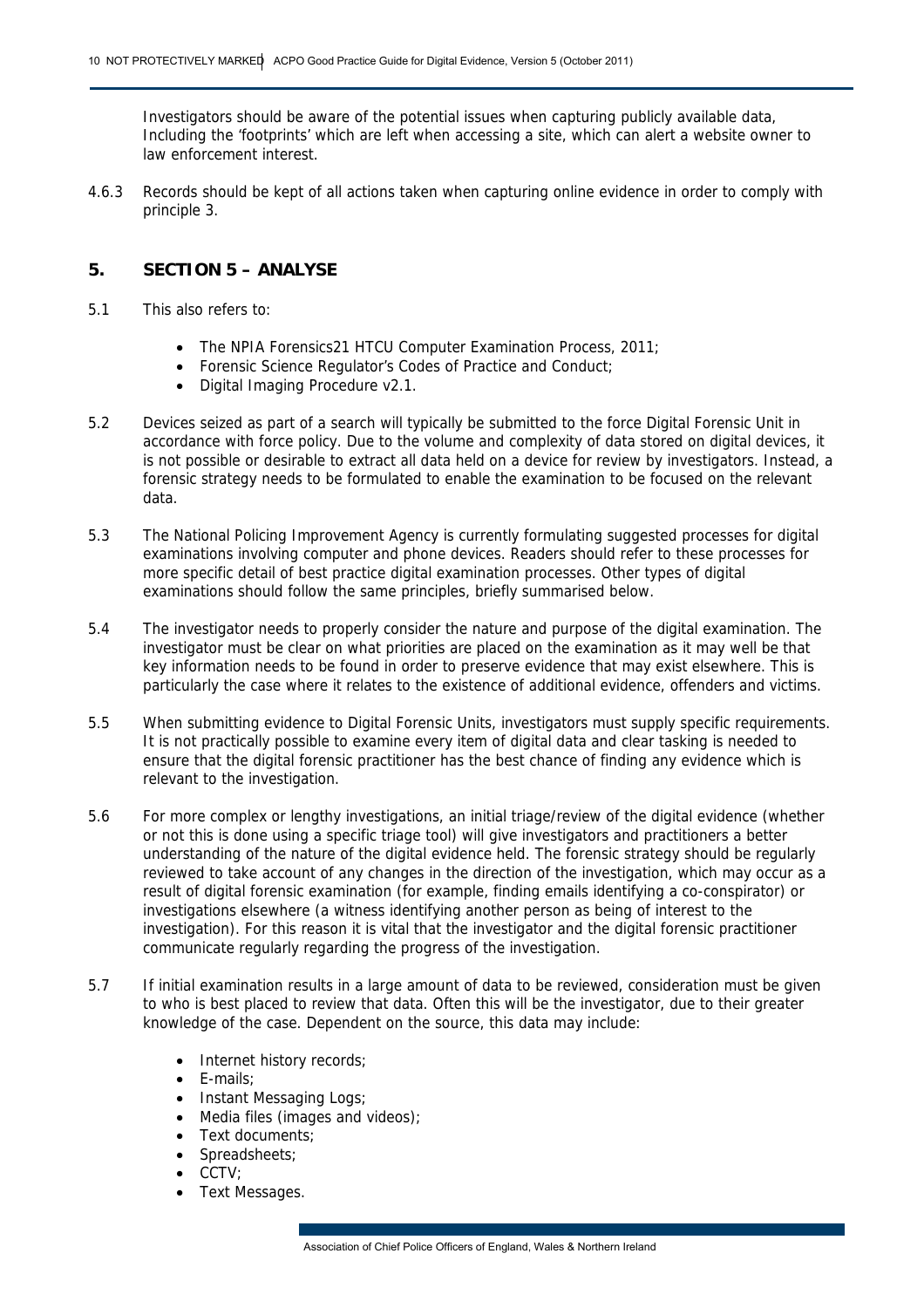Investigators should be aware of the potential issues when capturing publicly available data, Including the 'footprints' which are left when accessing a site, which can alert a website owner to law enforcement interest.

4.6.3 Records should be kept of all actions taken when capturing online evidence in order to comply with principle 3.

## 5. SECTION 5 – ANALYSE

5.1 This also refers to:

- The NPIA Forensics21 HTCU Computer Examination Process, 2011;
- Forensic Science Regulator's Codes of Practice and Conduct;
- Digital Imaging Procedure v2.1.

5.2 Devices seized as part of a search will typically be submitted to the force Digital Forensic Unit in accordance with force policy. Due to the volume and complexity of data stored on digital devices, it is not possible or desirable to extract all data held on a device for review by investigators. Instead, a forensic strategy needs to be formulated to enable the examination to be focused on the relevant data.

5.3 The National Policing Improvement Agency is currently formulating suggested processes for digital examinations involving computer and phone devices. Readers should refer to these processes for more specific detail of best practice digital examination processes. Other types of digital examinations should follow the same principles, briefly summarised below.

5.4 The investigator needs to properly consider the nature and purpose of the digital examination. The investigator must be clear on what priorities are placed on the examination as it may well be that key information needs to be found in order to preserve evidence that may exist elsewhere. This is particularly the case where it relates to the existence of additional evidence, offenders and victims.

5.5 When submitting evidence to Digital Forensic Units, investigators must supply specific requirements. It is not practically possible to examine every item of digital data and clear tasking is needed to ensure that the digital forensic practitioner has the best chance of finding any evidence which is relevant to the investigation.

5.6 For more complex or lengthy investigations, an initial triage/review of the digital evidence (whether or not this is done using a specific triage tool) will give investigators and practitioners a better understanding of the nature of the digital evidence held. The forensic strategy should be regularly reviewed to take account of any changes in the direction of the investigation, which may occur as a result of digital forensic examination (for example, finding emails identifying a co-conspirator) or investigations elsewhere (a witness identifying another person as being of interest to the investigation). For this reason it is vital that the investigator and the digital forensic practitioner communicate regularly regarding the progress of the investigation.

5.7 If initial examination results in a large amount of data to be reviewed, consideration must be given to who is best placed to review that data. Often this will be the investigator, due to their greater knowledge of the case. Dependent on the source, this data may include:

- Internet history records;
- E-mails;
- Instant Messaging Logs;
- Media files (images and videos);
- Text documents;
- Spreadsheets;
- CCTV;
- Text Messages.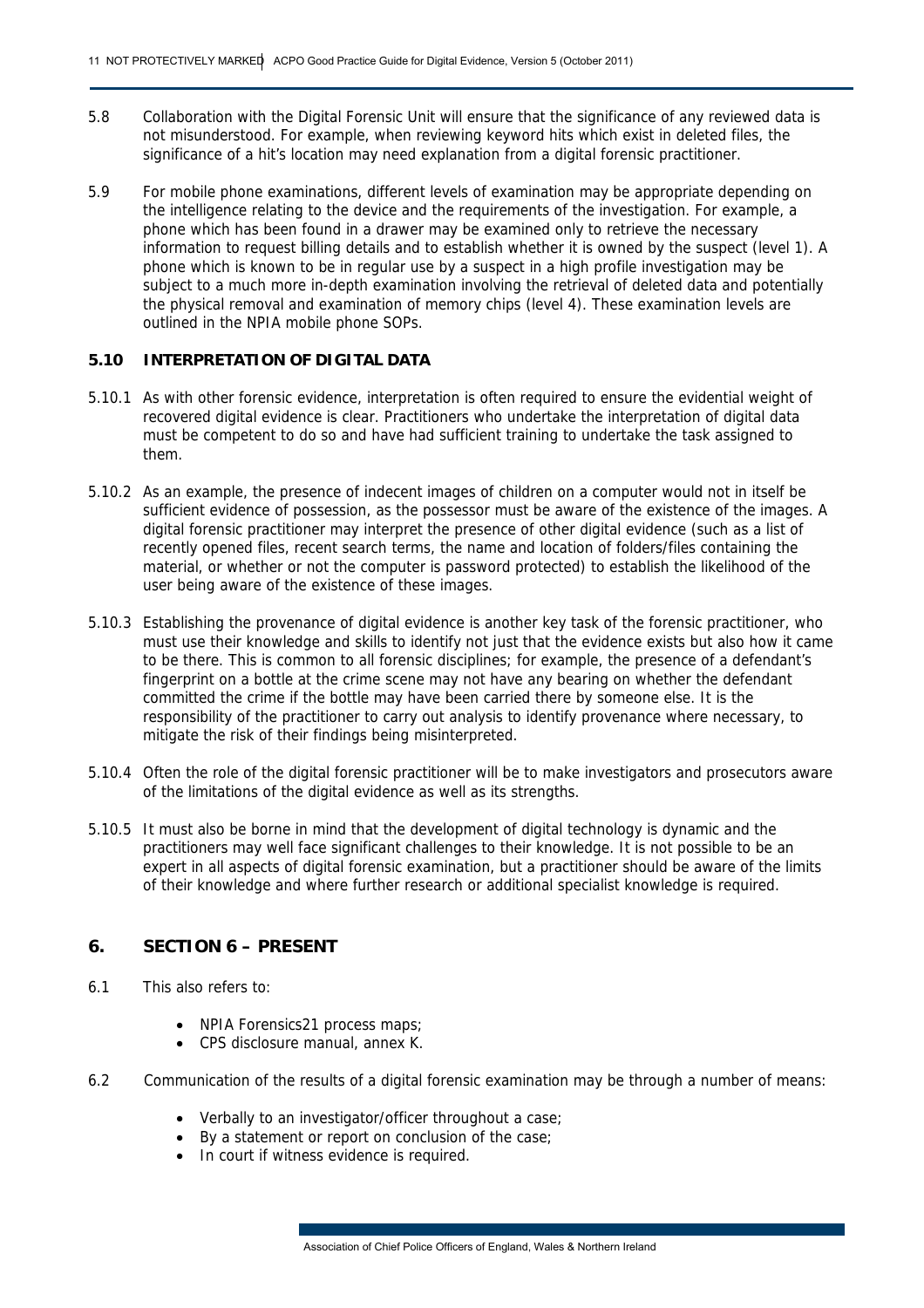5.8 Collaboration with the Digital Forensic Unit will ensure that the significance of any reviewed data is not misunderstood. For example, when reviewing keyword hits which exist in deleted files, the significance of a hit's location may need explanation from a digital forensic practitioner.

5.9 For mobile phone examinations, different levels of examination may be appropriate depending on the intelligence relating to the device and the requirements of the investigation. For example, a phone which has been found in a drawer may be examined only to retrieve the necessary information to request billing details and to establish whether it is owned by the suspect (level 1). A phone which is known to be in regular use by a suspect in a high profile investigation may be subject to a much more in-depth examination involving the retrieval of deleted data and potentially the physical removal and examination of memory chips (level 4). These examination levels are outlined in the NPIA mobile phone SOPs.

### 5.10 INTERPRETATION OF DIGITAL DATA

5.10.1 As with other forensic evidence, interpretation is often required to ensure the evidential weight of recovered digital evidence is clear. Practitioners who undertake the interpretation of digital data must be competent to do so and have had sufficient training to undertake the task assigned to them.

5.10.2 As an example, the presence of indecent images of children on a computer would not in itself be sufficient evidence of possession, as the possessor must be aware of the existence of the images. A digital forensic practitioner may interpret the presence of other digital evidence (such as a list of recently opened files, recent search terms, the name and location of folders/files containing the material, or whether or not the computer is password protected) to establish the likelihood of the user being aware of the existence of these images.

5.10.3 Establishing the provenance of digital evidence is another key task of the forensic practitioner, who must use their knowledge and skills to identify not just that the evidence exists but also how it came to be there. This is common to all forensic disciplines; for example, the presence of a defendant's fingerprint on a bottle at the crime scene may not have any bearing on whether the defendant committed the crime if the bottle may have been carried there by someone else. It is the responsibility of the practitioner to carry out analysis to identify provenance where necessary, to mitigate the risk of their findings being misinterpreted.

5.10.4 Often the role of the digital forensic practitioner will be to make investigators and prosecutors aware of the limitations of the digital evidence as well as its strengths.

5.10.5 It must also be borne in mind that the development of digital technology is dynamic and the practitioners may well face significant challenges to their knowledge. It is not possible to be an expert in all aspects of digital forensic examination, but a practitioner should be aware of the limits of their knowledge and where further research or additional specialist knowledge is required.

## 6. SECTION 6 – PRESENT

6.1 This also refers to:

- NPIA Forensics21 process maps;
- CPS disclosure manual, annex K.

6.2 Communication of the results of a digital forensic examination may be through a number of means:

- Verbally to an investigator/officer throughout a case;
- By a statement or report on conclusion of the case;
- In court if witness evidence is required.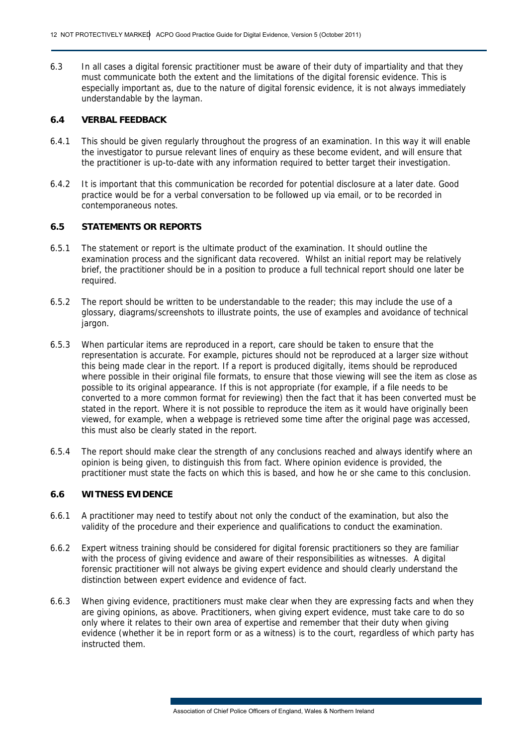6.3 In all cases a digital forensic practitioner must be aware of their duty of impartiality and that they must communicate both the extent and the limitations of the digital forensic evidence. This is especially important as, due to the nature of digital forensic evidence, it is not always immediately understandable by the layman.

### 6.4 VERBAL FEEDBACK

6.4.1 This should be given regularly throughout the progress of an examination. In this way it will enable the investigator to pursue relevant lines of enquiry as these become evident, and will ensure that the practitioner is up-to-date with any information required to better target their investigation.

6.4.2 It is important that this communication be recorded for potential disclosure at a later date. Good practice would be for a verbal conversation to be followed up via email, or to be recorded in contemporaneous notes.

### 6.5 STATEMENTS OR REPORTS

6.5.1 The statement or report is the ultimate product of the examination. It should outline the examination process and the significant data recovered. Whilst an initial report may be relatively brief, the practitioner should be in a position to produce a full technical report should one later be required.

6.5.2 The report should be written to be understandable to the reader; this may include the use of a glossary, diagrams/screenshots to illustrate points, the use of examples and avoidance of technical jargon.

6.5.3 When particular items are reproduced in a report, care should be taken to ensure that the representation is accurate. For example, pictures should not be reproduced at a larger size without this being made clear in the report. If a report is produced digitally, items should be reproduced where possible in their original file formats, to ensure that those viewing will see the item as close as possible to its original appearance. If this is not appropriate (for example, if a file needs to be converted to a more common format for reviewing) then the fact that it has been converted must be stated in the report. Where it is not possible to reproduce the item as it would have originally been viewed, for example, when a webpage is retrieved some time after the original page was accessed, this must also be clearly stated in the report.

6.5.4 The report should make clear the strength of any conclusions reached and always identify where an opinion is being given, to distinguish this from fact. Where opinion evidence is provided, the practitioner must state the facts on which this is based, and how he or she came to this conclusion.

### 6.6 WITNESS EVIDENCE

6.6.1 A practitioner may need to testify about not only the conduct of the examination, but also the validity of the procedure and their experience and qualifications to conduct the examination.

6.6.2 Expert witness training should be considered for digital forensic practitioners so they are familiar with the process of giving evidence and aware of their responsibilities as witnesses. A digital forensic practitioner will not always be giving expert evidence and should clearly understand the distinction between expert evidence and evidence of fact.

6.6.3 When giving evidence, practitioners must make clear when they are expressing facts and when they are giving opinions, as above. Practitioners, when giving expert evidence, must take care to do so only where it relates to their own area of expertise and remember that their duty when giving evidence (whether it be in report form or as a witness) is to the court, regardless of which party has instructed them.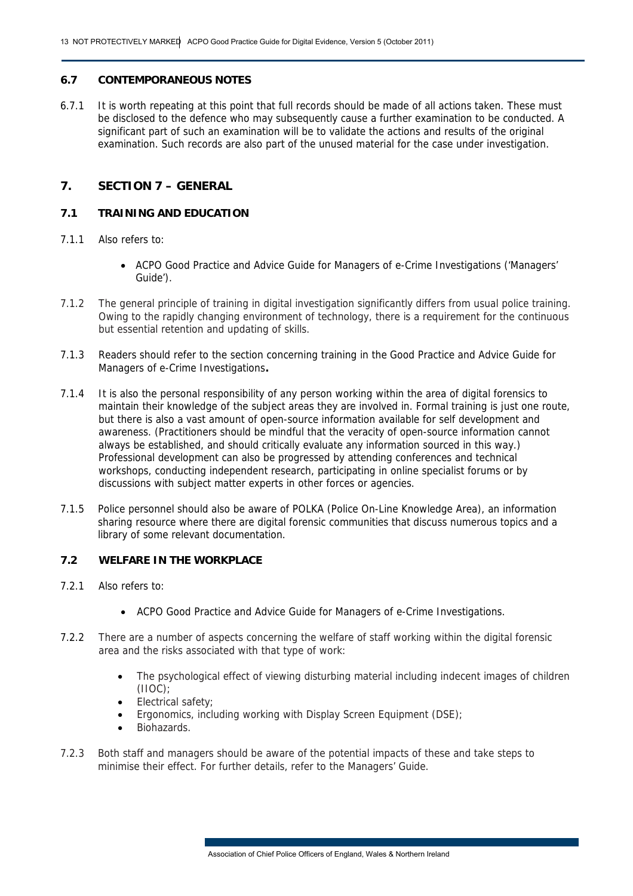### 6.7 CONTEMPORANEOUS NOTES

6.7.1 It is worth repeating at this point that full records should be made of all actions taken. These must be disclosed to the defence who may subsequently cause a further examination to be conducted. A significant part of such an examination will be to validate the actions and results of the original examination. Such records are also part of the unused material for the case under investigation.

## 7. SECTION 7 – GENERAL

### 7.1 TRAINING AND EDUCATION

7.1.1 Also refers to:

- ACPO Good Practice and Advice Guide for Managers of e-Crime Investigations ('Managers' Guide').

7.1.2 The general principle of training in digital investigation significantly differs from usual police training. Owing to the rapidly changing environment of technology, there is a requirement for the continuous but essential retention and updating of skills.

7.1.3 Readers should refer to the section concerning training in the Good Practice and Advice Guide for Managers of e-Crime Investigations**.**

7.1.4 It is also the personal responsibility of any person working within the area of digital forensics to maintain their knowledge of the subject areas they are involved in. Formal training is just one route, but there is also a vast amount of open-source information available for self development and awareness. (Practitioners should be mindful that the veracity of open-source information cannot always be established, and should critically evaluate any information sourced in this way.) Professional development can also be progressed by attending conferences and technical workshops, conducting independent research, participating in online specialist forums or by discussions with subject matter experts in other forces or agencies.

7.1.5 Police personnel should also be aware of POLKA (Police On-Line Knowledge Area), an information sharing resource where there are digital forensic communities that discuss numerous topics and a library of some relevant documentation.

### 7.2 WELFARE IN THE WORKPLACE

7.2.1 Also refers to:

- ACPO Good Practice and Advice Guide for Managers of e-Crime Investigations.

7.2.2 There are a number of aspects concerning the welfare of staff working within the digital forensic area and the risks associated with that type of work:

- The psychological effect of viewing disturbing material including indecent images of children (IIOC);
- Electrical safety;
- Ergonomics, including working with Display Screen Equipment (DSE);
- Biohazards.

7.2.3 Both staff and managers should be aware of the potential impacts of these and take steps to minimise their effect. For further details, refer to the Managers' Guide.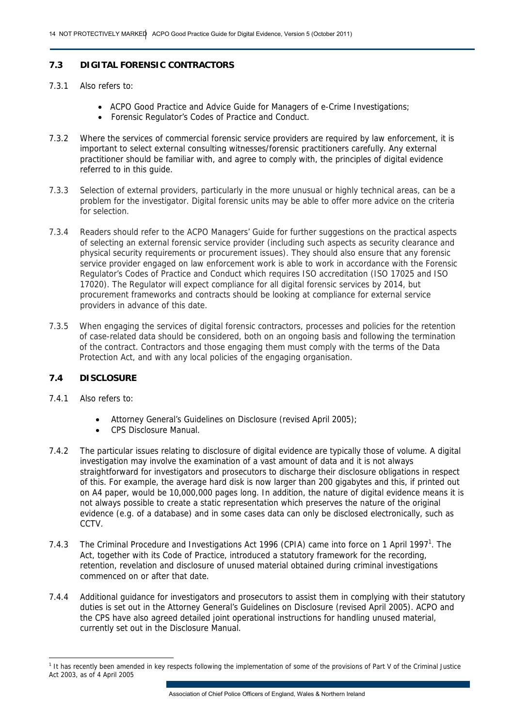## 7.3 DIGITAL FORENSIC CONTRACTORS

7.3.1 Also refers to:

- ACPO Good Practice and Advice Guide for Managers of e-Crime Investigations;
- Forensic Regulator's Codes of Practice and Conduct.

7.3.2 Where the services of commercial forensic service providers are required by law enforcement, it is important to select external consulting witnesses/forensic practitioners carefully. Any external practitioner should be familiar with, and agree to comply with, the principles of digital evidence referred to in this guide.

7.3.3 Selection of external providers, particularly in the more unusual or highly technical areas, can be a problem for the investigator. Digital forensic units may be able to offer more advice on the criteria for selection.

7.3.4 Readers should refer to the ACPO Managers' Guide for further suggestions on the practical aspects of selecting an external forensic service provider (including such aspects as security clearance and physical security requirements or procurement issues). They should also ensure that any forensic service provider engaged on law enforcement work is able to work in accordance with the Forensic Regulator's Codes of Practice and Conduct which requires ISO accreditation (ISO 17025 and ISO 17020). The Regulator will expect compliance for all digital forensic services by 2014, but procurement frameworks and contracts should be looking at compliance for external service providers in advance of this date.

7.3.5 When engaging the services of digital forensic contractors, processes and policies for the retention of case-related data should be considered, both on an ongoing basis and following the termination of the contract. Contractors and those engaging them must comply with the terms of the Data Protection Act, and with any local policies of the engaging organisation.

## 7.4 DISCLOSURE

7.4.1 Also refers to:

- Attorney General's Guidelines on Disclosure (revised April 2005);
- CPS Disclosure Manual.

7.4.2 The particular issues relating to disclosure of digital evidence are typically those of volume. A digital investigation may involve the examination of a vast amount of data and it is not always straightforward for investigators and prosecutors to discharge their disclosure obligations in respect of this. For example, the average hard disk is now larger than 200 gigabytes and this, if printed out on A4 paper, would be 10,000,000 pages long. In addition, the nature of digital evidence means it is not always possible to create a static representation which preserves the nature of the original evidence (e.g. of a database) and in some cases data can only be disclosed electronically, such as CCTV.

7.4.3 The Criminal Procedure and Investigations Act 1996 (CPIA) came into force on 1 April 1997[1]. The Act, together with its Code of Practice, introduced a statutory framework for the recording, retention, revelation and disclosure of unused material obtained during criminal investigations commenced on or after that date.

7.4.4 Additional guidance for investigators and prosecutors to assist them in complying with their statutory duties is set out in the Attorney General's Guidelines on Disclosure (revised April 2005). ACPO and the CPS have also agreed detailed joint operational instructions for handling unused material, currently set out in the Disclosure Manual.

---

[1] It has recently been amended in key respects following the implementation of some of the provisions of Part V of the Criminal Justice Act 2003, as of 4 April 2005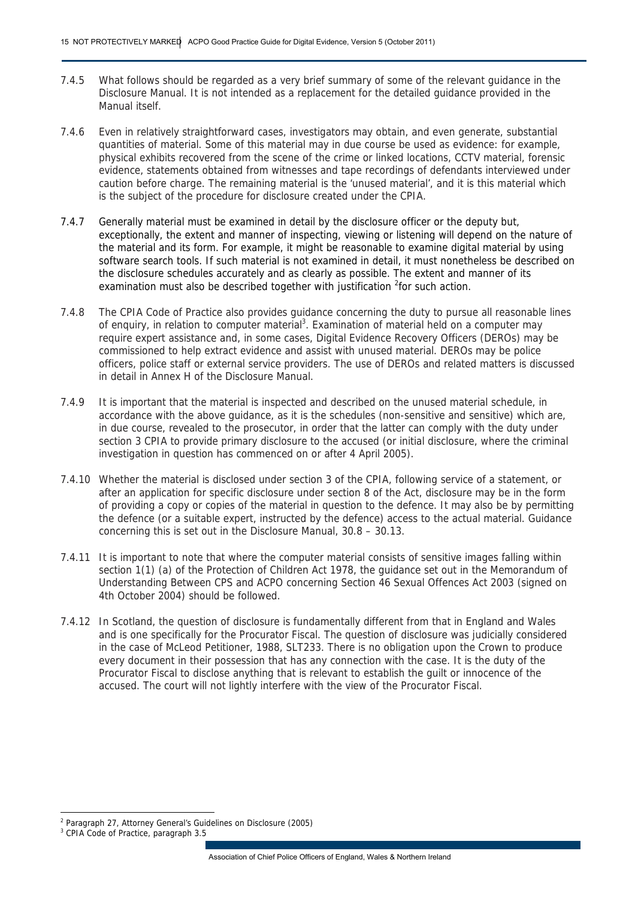7.4.5 What follows should be regarded as a very brief summary of some of the relevant guidance in the Disclosure Manual. It is not intended as a replacement for the detailed guidance provided in the Manual itself.

7.4.6 Even in relatively straightforward cases, investigators may obtain, and even generate, substantial quantities of material. Some of this material may in due course be used as evidence: for example, physical exhibits recovered from the scene of the crime or linked locations, CCTV material, forensic evidence, statements obtained from witnesses and tape recordings of defendants interviewed under caution before charge. The remaining material is the 'unused material', and it is this material which is the subject of the procedure for disclosure created under the CPIA.

7.4.7 Generally material must be examined in detail by the disclosure officer or the deputy but, exceptionally, the extent and manner of inspecting, viewing or listening will depend on the nature of the material and its form. For example, it might be reasonable to examine digital material by using software search tools. If such material is not examined in detail, it must nonetheless be described on the disclosure schedules accurately and as clearly as possible. The extent and manner of its examination must also be described together with justification [2] for such action.

7.4.8 The CPIA Code of Practice also provides guidance concerning the duty to pursue all reasonable lines of enquiry, in relation to computer material[3]. Examination of material held on a computer may require expert assistance and, in some cases, Digital Evidence Recovery Officers (DEROs) may be commissioned to help extract evidence and assist with unused material. DEROs may be police officers, police staff or external service providers. The use of DEROs and related matters is discussed in detail in Annex H of the Disclosure Manual.

7.4.9 It is important that the material is inspected and described on the unused material schedule, in accordance with the above guidance, as it is the schedules (non-sensitive and sensitive) which are, in due course, revealed to the prosecutor, in order that the latter can comply with the duty under section 3 CPIA to provide primary disclosure to the accused (or initial disclosure, where the criminal investigation in question has commenced on or after 4 April 2005).

7.4.10 Whether the material is disclosed under section 3 of the CPIA, following service of a statement, or after an application for specific disclosure under section 8 of the Act, disclosure may be in the form of providing a copy or copies of the material in question to the defence. It may also be by permitting the defence (or a suitable expert, instructed by the defence) access to the actual material. Guidance concerning this is set out in the Disclosure Manual, 30.8 – 30.13.

7.4.11 It is important to note that where the computer material consists of sensitive images falling within section 1(1) (a) of the Protection of Children Act 1978, the guidance set out in the Memorandum of Understanding Between CPS and ACPO concerning Section 46 Sexual Offences Act 2003 (signed on 4th October 2004) should be followed.

7.4.12 In Scotland, the question of disclosure is fundamentally different from that in England and Wales and is one specifically for the Procurator Fiscal. The question of disclosure was judicially considered in the case of McLeod Petitioner, 1988, SLT233. There is no obligation upon the Crown to produce every document in their possession that has any connection with the case. It is the duty of the Procurator Fiscal to disclose anything that is relevant to establish the guilt or innocence of the accused. The court will not lightly interfere with the view of the Procurator Fiscal.

---

[2] Paragraph 27, Attorney General's Guidelines on Disclosure (2005)

[3] CPIA Code of Practice, paragraph 3.5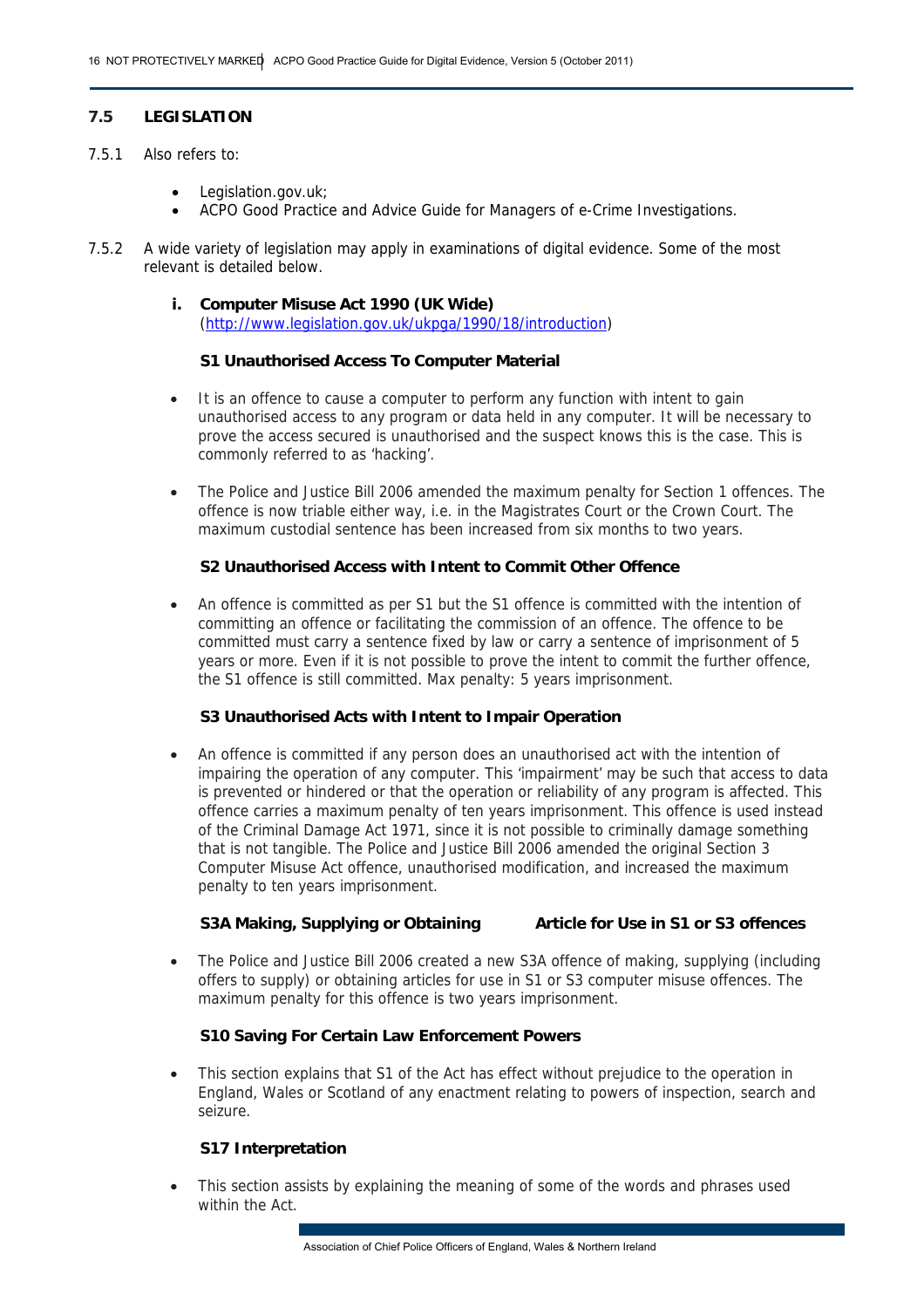## 7.5 LEGISLATION

7.5.1 Also refers to:

- Legislation.gov.uk;
- ACPO Good Practice and Advice Guide for Managers of e-Crime Investigations.

7.5.2 A wide variety of legislation may apply in examinations of digital evidence. Some of the most relevant is detailed below.

### i. Computer Misuse Act 1990 (UK Wide)

(http://www.legislation.gov.uk/ukpga/1990/18/introduction)

**S1 Unauthorised Access To Computer Material**

- It is an offence to cause a computer to perform any function with intent to gain unauthorised access to any program or data held in any computer. It will be necessary to prove the access secured is unauthorised and the suspect knows this is the case. This is commonly referred to as 'hacking'.
- The Police and Justice Bill 2006 amended the maximum penalty for Section 1 offences. The offence is now triable either way, i.e. in the Magistrates Court or the Crown Court. The maximum custodial sentence has been increased from six months to two years.

**S2 Unauthorised Access with Intent to Commit Other Offence**

- An offence is committed as per S1 but the S1 offence is committed with the intention of committing an offence or facilitating the commission of an offence. The offence to be committed must carry a sentence fixed by law or carry a sentence of imprisonment of 5 years or more. Even if it is not possible to prove the intent to commit the further offence, the S1 offence is still committed. Max penalty: 5 years imprisonment.

**S3 Unauthorised Acts with Intent to Impair Operation**

- An offence is committed if any person does an unauthorised act with the intention of impairing the operation of any computer. This 'impairment' may be such that access to data is prevented or hindered or that the operation or reliability of any program is affected. This offence carries a maximum penalty of ten years imprisonment. This offence is used instead of the Criminal Damage Act 1971, since it is not possible to criminally damage something that is not tangible. The Police and Justice Bill 2006 amended the original Section 3 Computer Misuse Act offence, unauthorised modification, and increased the maximum penalty to ten years imprisonment.

**S3A Making, Supplying or Obtaining Article for Use in S1 or S3 offences**

- The Police and Justice Bill 2006 created a new S3A offence of making, supplying (including offers to supply) or obtaining articles for use in S1 or S3 computer misuse offences. The maximum penalty for this offence is two years imprisonment.

**S10 Saving For Certain Law Enforcement Powers**

- This section explains that S1 of the Act has effect without prejudice to the operation in England, Wales or Scotland of any enactment relating to powers of inspection, search and seizure.

**S17 Interpretation**

- This section assists by explaining the meaning of some of the words and phrases used within the Act.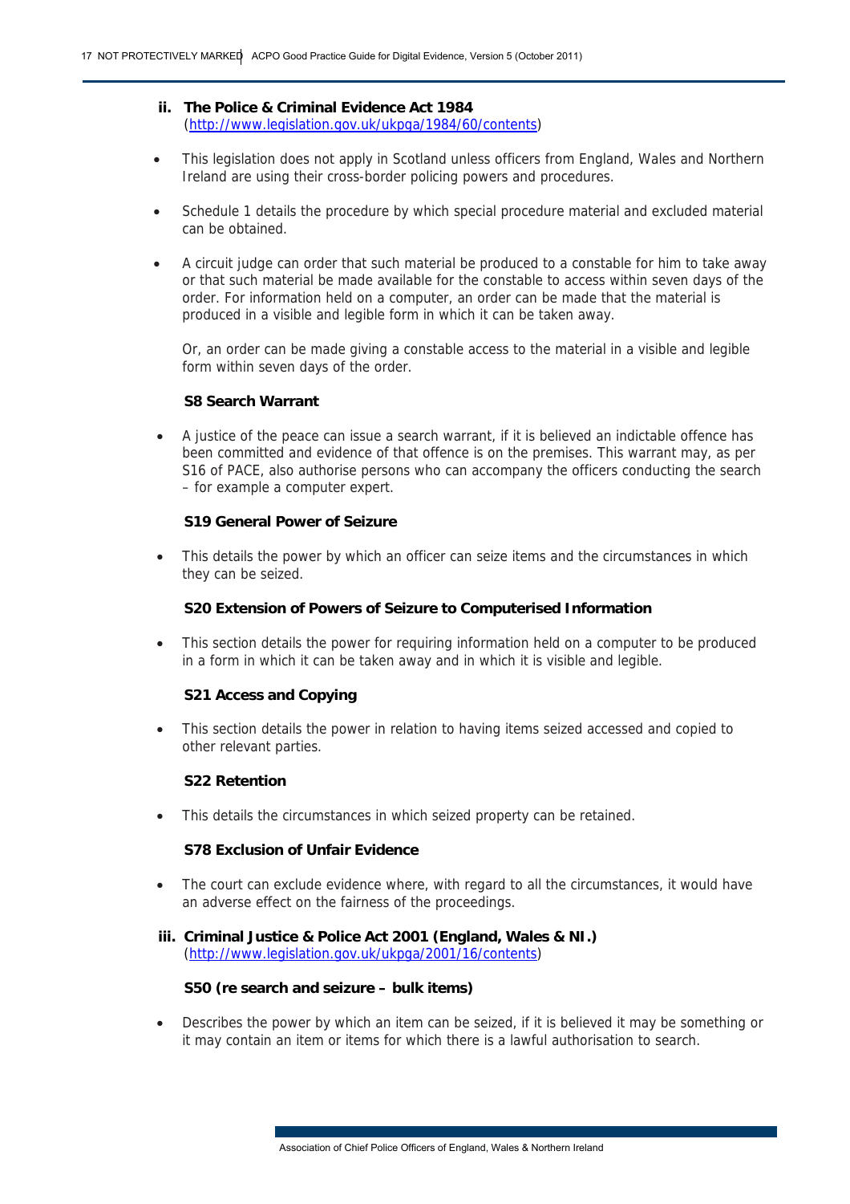### ii. The Police & Criminal Evidence Act 1984
(http://www.legislation.gov.uk/ukpga/1984/60/contents)

- This legislation does not apply in Scotland unless officers from England, Wales and Northern Ireland are using their cross-border policing powers and procedures.
- Schedule 1 details the procedure by which special procedure material and excluded material can be obtained.
- A circuit judge can order that such material be produced to a constable for him to take away or that such material be made available for the constable to access within seven days of the order. For information held on a computer, an order can be made that the material is produced in a visible and legible form in which it can be taken away.

  Or, an order can be made giving a constable access to the material in a visible and legible form within seven days of the order.

#### S8 Search Warrant

- A justice of the peace can issue a search warrant, if it is believed an indictable offence has been committed and evidence of that offence is on the premises. This warrant may, as per S16 of PACE, also authorise persons who can accompany the officers conducting the search – for example a computer expert.

#### S19 General Power of Seizure

- This details the power by which an officer can seize items and the circumstances in which they can be seized.

#### S20 Extension of Powers of Seizure to Computerised Information

- This section details the power for requiring information held on a computer to be produced in a form in which it can be taken away and in which it is visible and legible.

#### S21 Access and Copying

- This section details the power in relation to having items seized accessed and copied to other relevant parties.

#### S22 Retention

- This details the circumstances in which seized property can be retained.

#### S78 Exclusion of Unfair Evidence

- The court can exclude evidence where, with regard to all the circumstances, it would have an adverse effect on the fairness of the proceedings.

### iii. Criminal Justice & Police Act 2001 (England, Wales & NI.)
(http://www.legislation.gov.uk/ukpga/2001/16/contents)

#### S50 (re search and seizure – bulk items)

- Describes the power by which an item can be seized, if it is believed it may be something or it may contain an item or items for which there is a lawful authorisation to search.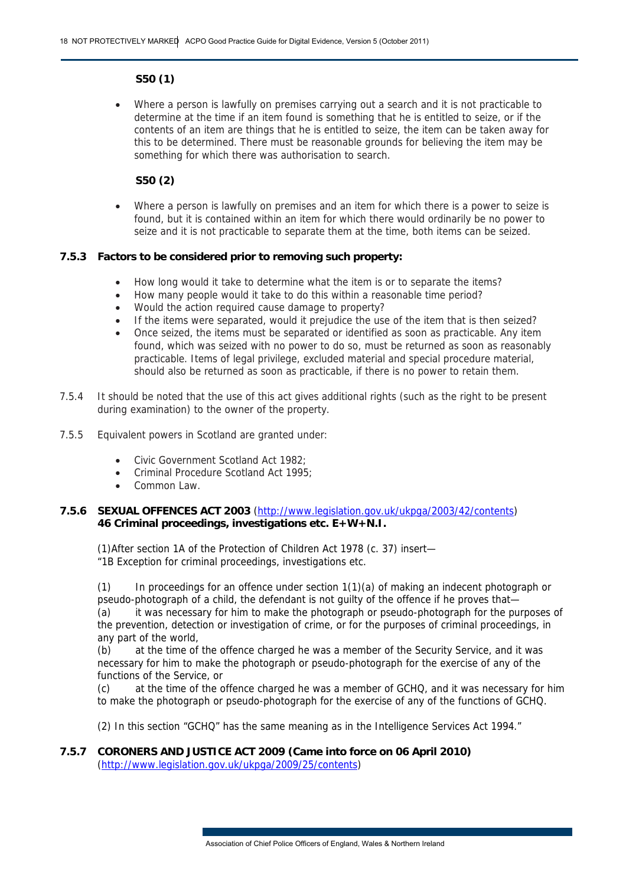**S50 (1)**

- Where a person is lawfully on premises carrying out a search and it is not practicable to determine at the time if an item found is something that he is entitled to seize, or if the contents of an item are things that he is entitled to seize, the item can be taken away for this to be determined. There must be reasonable grounds for believing the item may be something for which there was authorisation to search.

**S50 (2)**

- Where a person is lawfully on premises and an item for which there is a power to seize is found, but it is contained within an item for which there would ordinarily be no power to seize and it is not practicable to separate them at the time, both items can be seized.

**7.5.3 Factors to be considered prior to removing such property:**

- How long would it take to determine what the item is or to separate the items?
- How many people would it take to do this within a reasonable time period?
- Would the action required cause damage to property?
- If the items were separated, would it prejudice the use of the item that is then seized?
- Once seized, the items must be separated or identified as soon as practicable. Any item found, which was seized with no power to do so, must be returned as soon as reasonably practicable. Items of legal privilege, excluded material and special procedure material, should also be returned as soon as practicable, if there is no power to retain them.

7.5.4 It should be noted that the use of this act gives additional rights (such as the right to be present during examination) to the owner of the property.

7.5.5 Equivalent powers in Scotland are granted under:

- Civic Government Scotland Act 1982;
- Criminal Procedure Scotland Act 1995;
- Common Law.

**7.5.6 SEXUAL OFFENCES ACT 2003** (http://www.legislation.gov.uk/ukpga/2003/42/contents)
**46 Criminal proceedings, investigations etc. E+W+N.I.**

(1)After section 1A of the Protection of Children Act 1978 (c. 37) insert—
"1B Exception for criminal proceedings, investigations etc.

(1) In proceedings for an offence under section 1(1)(a) of making an indecent photograph or pseudo-photograph of a child, the defendant is not guilty of the offence if he proves that—
(a) it was necessary for him to make the photograph or pseudo-photograph for the purposes of the prevention, detection or investigation of crime, or for the purposes of criminal proceedings, in any part of the world,
(b) at the time of the offence charged he was a member of the Security Service, and it was necessary for him to make the photograph or pseudo-photograph for the exercise of any of the functions of the Service, or
(c) at the time of the offence charged he was a member of GCHQ, and it was necessary for him to make the photograph or pseudo-photograph for the exercise of any of the functions of GCHQ.

(2) In this section "GCHQ" has the same meaning as in the Intelligence Services Act 1994."

**7.5.7 CORONERS AND JUSTICE ACT 2009 (Came into force on 06 April 2010)**
(http://www.legislation.gov.uk/ukpga/2009/25/contents)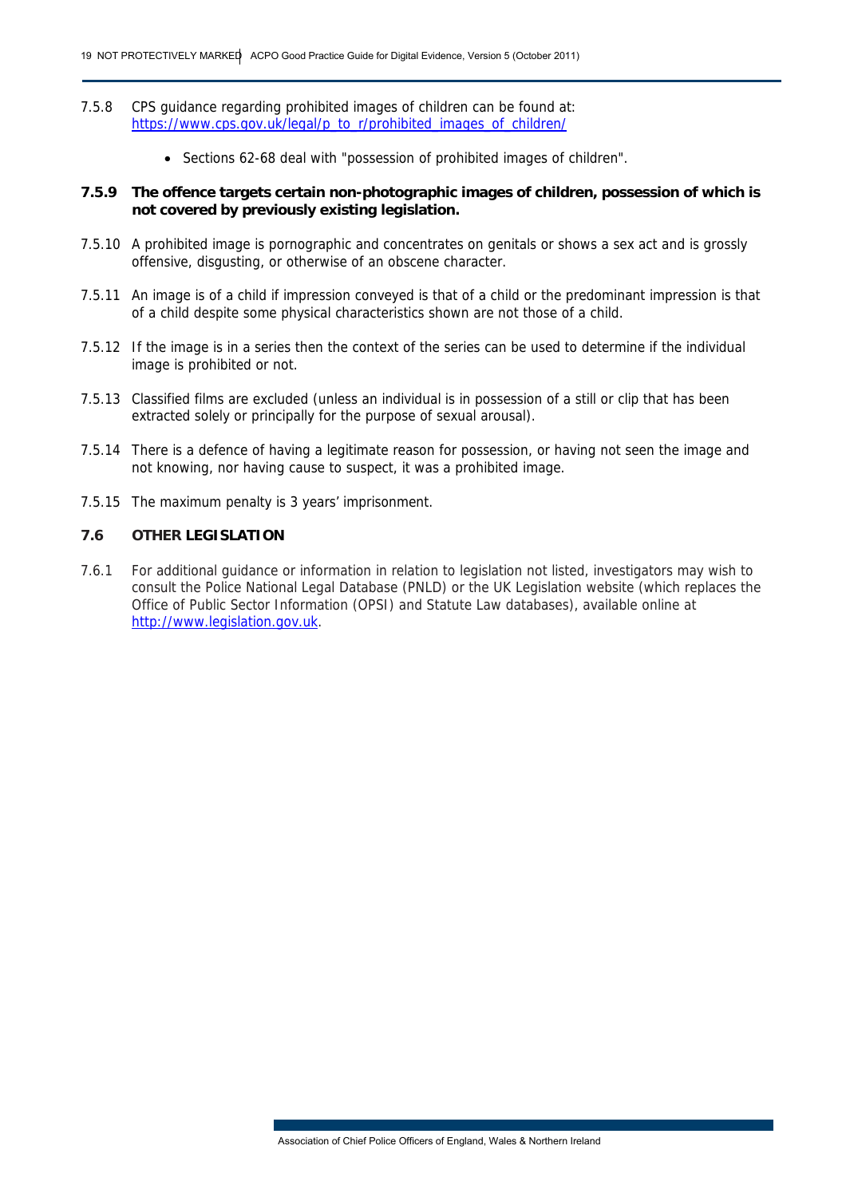7.5.8 CPS guidance regarding prohibited images of children can be found at: [https://www.cps.gov.uk/legal/p_to_r/prohibited_images_of_children/](https://www.cps.gov.uk/legal/p_to_r/prohibited_images_of_children/)

- Sections 62-68 deal with "possession of prohibited images of children".

**7.5.9 The offence targets certain non-photographic images of children, possession of which is not covered by previously existing legislation.**

7.5.10 A prohibited image is pornographic and concentrates on genitals or shows a sex act and is grossly offensive, disgusting, or otherwise of an obscene character.

7.5.11 An image is of a child if impression conveyed is that of a child or the predominant impression is that of a child despite some physical characteristics shown are not those of a child.

7.5.12 If the image is in a series then the context of the series can be used to determine if the individual image is prohibited or not.

7.5.13 Classified films are excluded (unless an individual is in possession of a still or clip that has been extracted solely or principally for the purpose of sexual arousal).

7.5.14 There is a defence of having a legitimate reason for possession, or having not seen the image and not knowing, nor having cause to suspect, it was a prohibited image.

7.5.15 The maximum penalty is 3 years' imprisonment.

## 7.6 OTHER LEGISLATION

7.6.1 For additional guidance or information in relation to legislation not listed, investigators may wish to consult the Police National Legal Database (PNLD) or the UK Legislation website (which replaces the Office of Public Sector Information (OPSI) and Statute Law databases), available online at [http://www.legislation.gov.uk](http://www.legislation.gov.uk).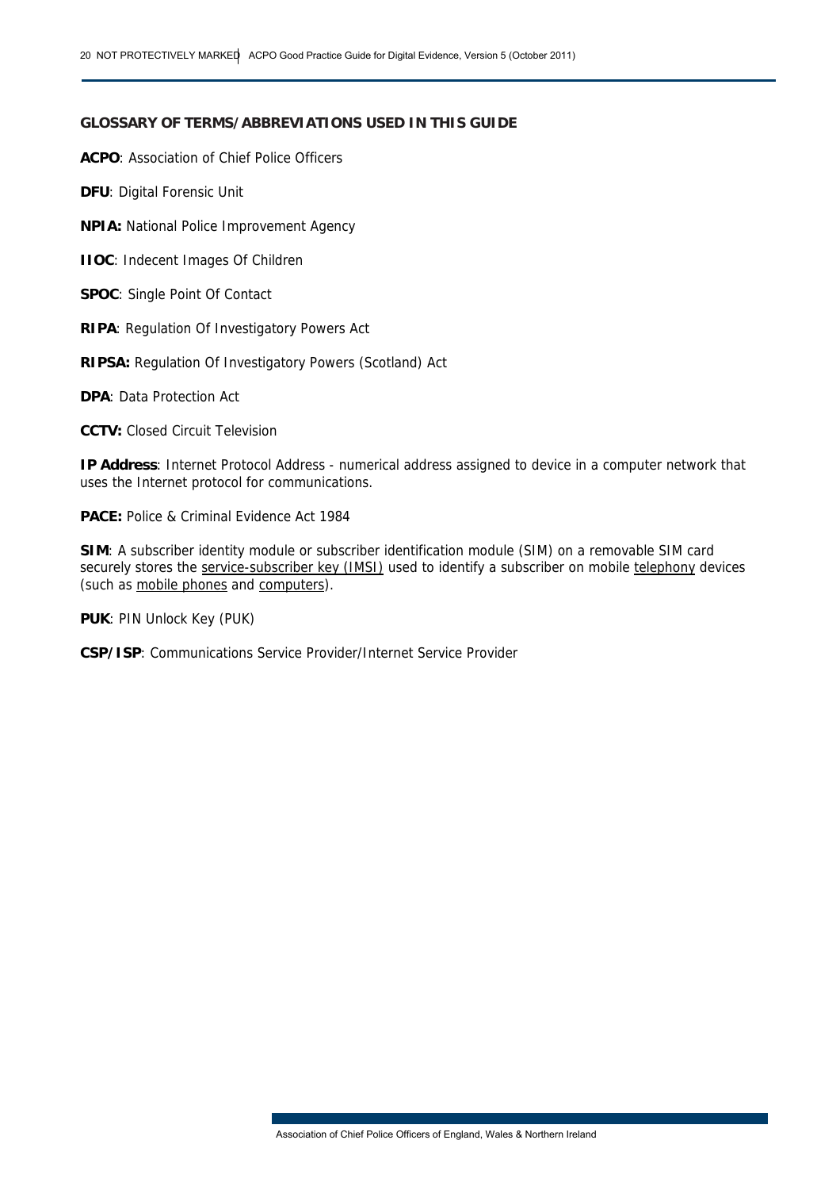## GLOSSARY OF TERMS/ABBREVIATIONS USED IN THIS GUIDE

**ACPO**: Association of Chief Police Officers

**DFU**: Digital Forensic Unit

**NPIA:** National Police Improvement Agency

**IIOC**: Indecent Images Of Children

**SPOC**: Single Point Of Contact

**RIPA**: Regulation Of Investigatory Powers Act

**RIPSA:** Regulation Of Investigatory Powers (Scotland) Act

**DPA**: Data Protection Act

**CCTV:** Closed Circuit Television

**IP Address**: Internet Protocol Address - numerical address assigned to device in a computer network that uses the Internet protocol for communications.

**PACE:** Police & Criminal Evidence Act 1984

**SIM**: A subscriber identity module or subscriber identification module (SIM) on a removable SIM card securely stores the service-subscriber key (IMSI) used to identify a subscriber on mobile telephony devices (such as mobile phones and computers).

**PUK**: PIN Unlock Key (PUK)

**CSP/ISP**: Communications Service Provider/Internet Service Provider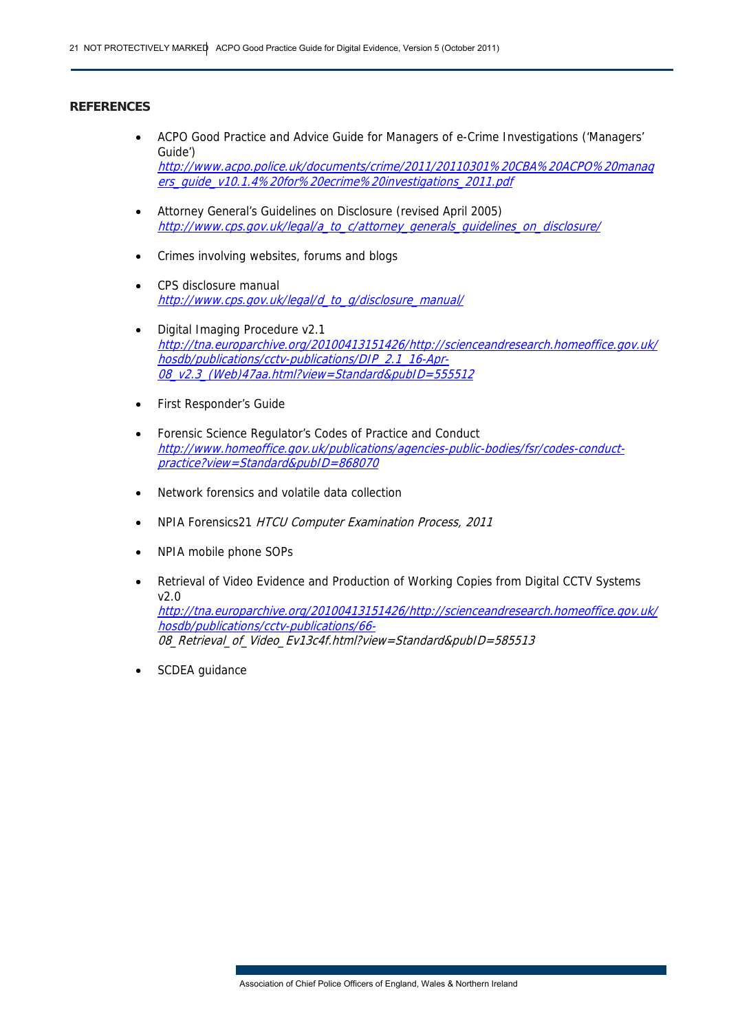**REFERENCES**

- ACPO Good Practice and Advice Guide for Managers of e-Crime Investigations ('Managers' Guide')
  *http://www.acpo.police.uk/documents/crime/2011/20110301%20CBA%20ACPO%20managers_guide_v10.1.4%20for%20ecrime%20investigations_2011.pdf*

- Attorney General's Guidelines on Disclosure (revised April 2005)
  *http://www.cps.gov.uk/legal/a_to_c/attorney_generals_guidelines_on_disclosure/*

- Crimes involving websites, forums and blogs

- CPS disclosure manual
  *http://www.cps.gov.uk/legal/d_to_g/disclosure_manual/*

- Digital Imaging Procedure v2.1
  *http://tna.europarchive.org/20100413151426/http://scienceandresearch.homeoffice.gov.uk/hosdb/publications/cctv-publications/DIP_2.1_16-Apr-08_v2.3_(Web)47aa.html?view=Standard&pubID=555512*

- First Responder's Guide

- Forensic Science Regulator's Codes of Practice and Conduct
  *http://www.homeoffice.gov.uk/publications/agencies-public-bodies/fsr/codes-conduct-practice?view=Standard&pubID=868070*

- Network forensics and volatile data collection

- NPIA Forensics21 *HTCU Computer Examination Process, 2011*

- NPIA mobile phone SOPs

- Retrieval of Video Evidence and Production of Working Copies from Digital CCTV Systems v2.0
  *http://tna.europarchive.org/20100413151426/http://scienceandresearch.homeoffice.gov.uk/hosdb/publications/cctv-publications/66-08_Retrieval_of_Video_Ev13c4f.html?view=Standard&pubID=585513*

- SCDEA guidance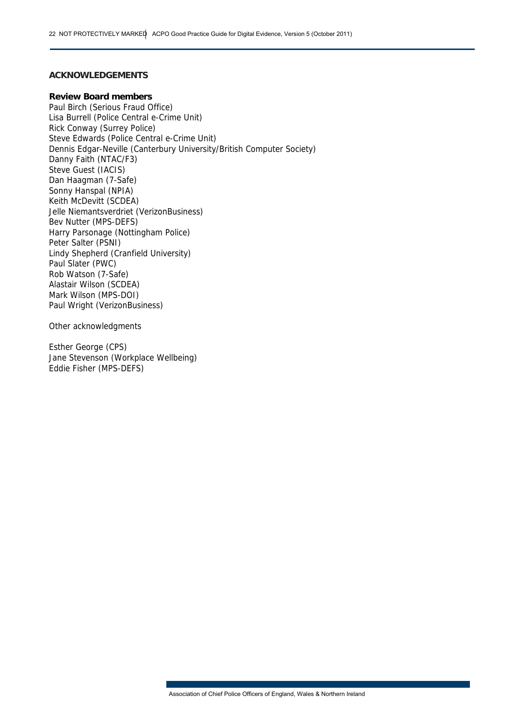## ACKNOWLEDGEMENTS

**Review Board members**

Paul Birch (Serious Fraud Office)
Lisa Burrell (Police Central e-Crime Unit)
Rick Conway (Surrey Police)
Steve Edwards (Police Central e-Crime Unit)
Dennis Edgar-Neville (Canterbury University/British Computer Society)
Danny Faith (NTAC/F3)
Steve Guest (IACIS)
Dan Haagman (7-Safe)
Sonny Hanspal (NPIA)
Keith McDevitt (SCDEA)
Jelle Niemantsverdriet (VerizonBusiness)
Bev Nutter (MPS-DEFS)
Harry Parsonage (Nottingham Police)
Peter Salter (PSNI)
Lindy Shepherd (Cranfield University)
Paul Slater (PWC)
Rob Watson (7-Safe)
Alastair Wilson (SCDEA)
Mark Wilson (MPS-DOI)
Paul Wright (VerizonBusiness)

Other acknowledgments

Esther George (CPS)
Jane Stevenson (Workplace Wellbeing)
Eddie Fisher (MPS-DEFS)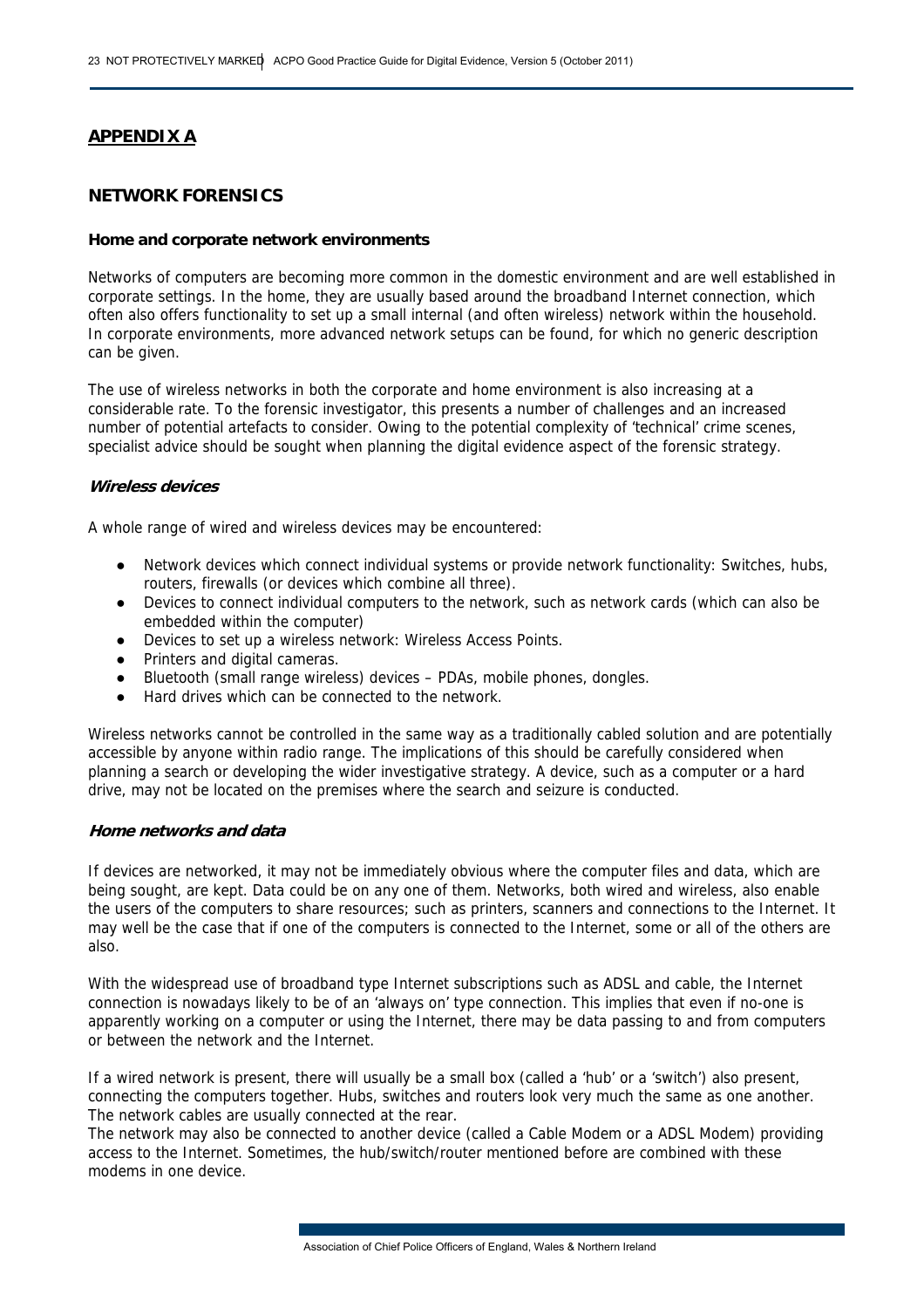## APPENDIX A

## NETWORK FORENSICS

### Home and corporate network environments

Networks of computers are becoming more common in the domestic environment and are well established in corporate settings. In the home, they are usually based around the broadband Internet connection, which often also offers functionality to set up a small internal (and often wireless) network within the household. In corporate environments, more advanced network setups can be found, for which no generic description can be given.

The use of wireless networks in both the corporate and home environment is also increasing at a considerable rate. To the forensic investigator, this presents a number of challenges and an increased number of potential artefacts to consider. Owing to the potential complexity of 'technical' crime scenes, specialist advice should be sought when planning the digital evidence aspect of the forensic strategy.

#### *Wireless devices*

A whole range of wired and wireless devices may be encountered:

- Network devices which connect individual systems or provide network functionality: Switches, hubs, routers, firewalls (or devices which combine all three).
- Devices to connect individual computers to the network, such as network cards (which can also be embedded within the computer)
- Devices to set up a wireless network: Wireless Access Points.
- Printers and digital cameras.
- Bluetooth (small range wireless) devices – PDAs, mobile phones, dongles.
- Hard drives which can be connected to the network.

Wireless networks cannot be controlled in the same way as a traditionally cabled solution and are potentially accessible by anyone within radio range. The implications of this should be carefully considered when planning a search or developing the wider investigative strategy. A device, such as a computer or a hard drive, may not be located on the premises where the search and seizure is conducted.

#### *Home networks and data*

If devices are networked, it may not be immediately obvious where the computer files and data, which are being sought, are kept. Data could be on any one of them. Networks, both wired and wireless, also enable the users of the computers to share resources; such as printers, scanners and connections to the Internet. It may well be the case that if one of the computers is connected to the Internet, some or all of the others are also.

With the widespread use of broadband type Internet subscriptions such as ADSL and cable, the Internet connection is nowadays likely to be of an 'always on' type connection. This implies that even if no-one is apparently working on a computer or using the Internet, there may be data passing to and from computers or between the network and the Internet.

If a wired network is present, there will usually be a small box (called a 'hub' or a 'switch') also present, connecting the computers together. Hubs, switches and routers look very much the same as one another. The network cables are usually connected at the rear.
The network may also be connected to another device (called a Cable Modem or a ADSL Modem) providing access to the Internet. Sometimes, the hub/switch/router mentioned before are combined with these modems in one device.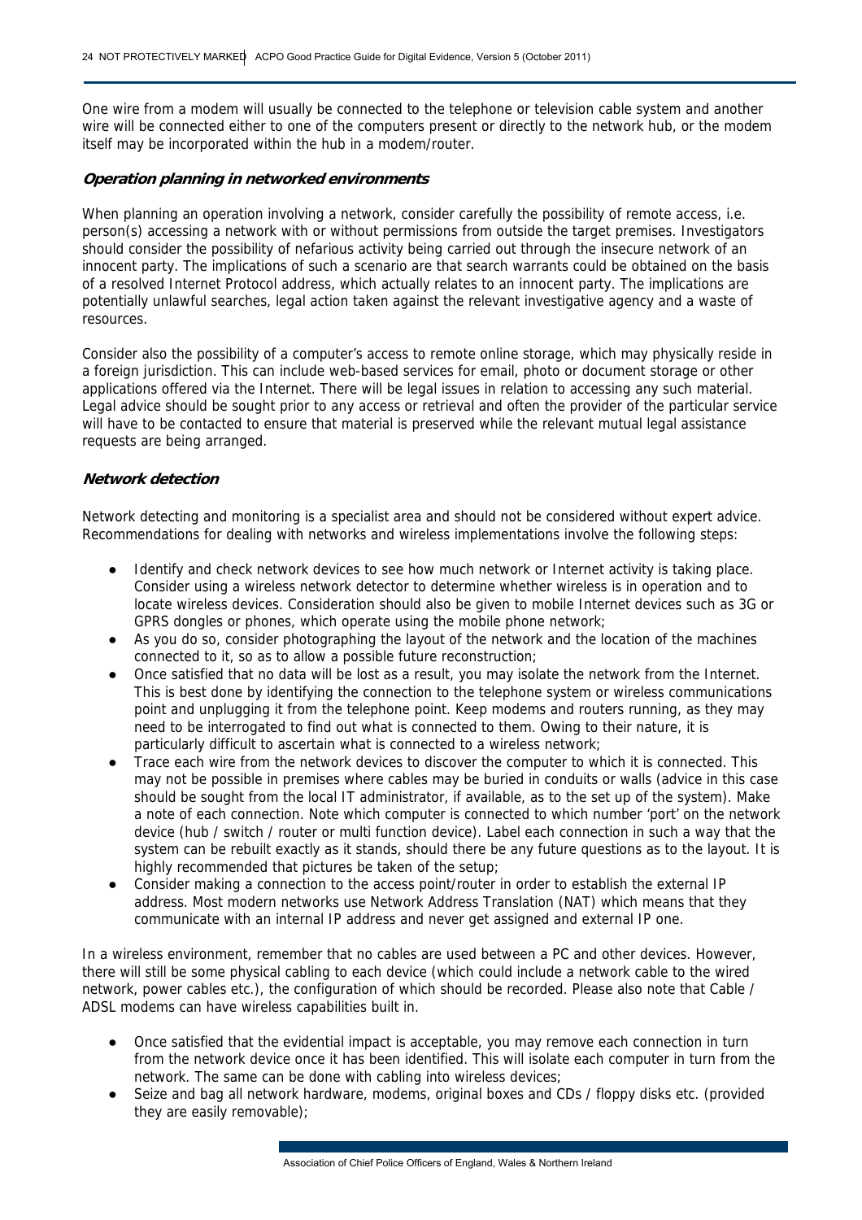One wire from a modem will usually be connected to the telephone or television cable system and another wire will be connected either to one of the computers present or directly to the network hub, or the modem itself may be incorporated within the hub in a modem/router.

### *Operation planning in networked environments*

When planning an operation involving a network, consider carefully the possibility of remote access, i.e. person(s) accessing a network with or without permissions from outside the target premises. Investigators should consider the possibility of nefarious activity being carried out through the insecure network of an innocent party. The implications of such a scenario are that search warrants could be obtained on the basis of a resolved Internet Protocol address, which actually relates to an innocent party. The implications are potentially unlawful searches, legal action taken against the relevant investigative agency and a waste of resources.

Consider also the possibility of a computer's access to remote online storage, which may physically reside in a foreign jurisdiction. This can include web-based services for email, photo or document storage or other applications offered via the Internet. There will be legal issues in relation to accessing any such material. Legal advice should be sought prior to any access or retrieval and often the provider of the particular service will have to be contacted to ensure that material is preserved while the relevant mutual legal assistance requests are being arranged.

### *Network detection*

Network detecting and monitoring is a specialist area and should not be considered without expert advice. Recommendations for dealing with networks and wireless implementations involve the following steps:

- Identify and check network devices to see how much network or Internet activity is taking place. Consider using a wireless network detector to determine whether wireless is in operation and to locate wireless devices. Consideration should also be given to mobile Internet devices such as 3G or GPRS dongles or phones, which operate using the mobile phone network;
- As you do so, consider photographing the layout of the network and the location of the machines connected to it, so as to allow a possible future reconstruction;
- Once satisfied that no data will be lost as a result, you may isolate the network from the Internet. This is best done by identifying the connection to the telephone system or wireless communications point and unplugging it from the telephone point. Keep modems and routers running, as they may need to be interrogated to find out what is connected to them. Owing to their nature, it is particularly difficult to ascertain what is connected to a wireless network;
- Trace each wire from the network devices to discover the computer to which it is connected. This may not be possible in premises where cables may be buried in conduits or walls (advice in this case should be sought from the local IT administrator, if available, as to the set up of the system). Make a note of each connection. Note which computer is connected to which number 'port' on the network device (hub / switch / router or multi function device). Label each connection in such a way that the system can be rebuilt exactly as it stands, should there be any future questions as to the layout. It is highly recommended that pictures be taken of the setup;
- Consider making a connection to the access point/router in order to establish the external IP address. Most modern networks use Network Address Translation (NAT) which means that they communicate with an internal IP address and never get assigned and external IP one.

In a wireless environment, remember that no cables are used between a PC and other devices. However, there will still be some physical cabling to each device (which could include a network cable to the wired network, power cables etc.), the configuration of which should be recorded. Please also note that Cable / ADSL modems can have wireless capabilities built in.

- Once satisfied that the evidential impact is acceptable, you may remove each connection in turn from the network device once it has been identified. This will isolate each computer in turn from the network. The same can be done with cabling into wireless devices;
- Seize and bag all network hardware, modems, original boxes and CDs / floppy disks etc. (provided they are easily removable);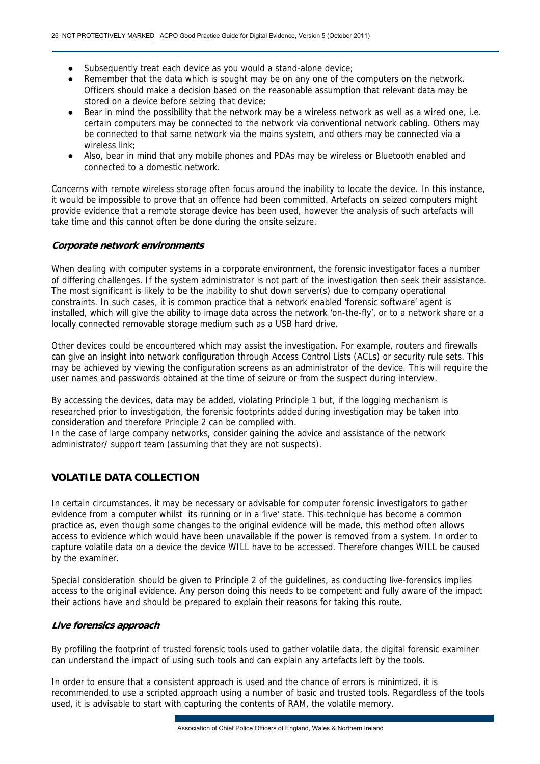- Subsequently treat each device as you would a stand-alone device;
- Remember that the data which is sought may be on any one of the computers on the network. Officers should make a decision based on the reasonable assumption that relevant data may be stored on a device before seizing that device;
- Bear in mind the possibility that the network may be a wireless network as well as a wired one, i.e. certain computers may be connected to the network via conventional network cabling. Others may be connected to that same network via the mains system, and others may be connected via a wireless link;
- Also, bear in mind that any mobile phones and PDAs may be wireless or Bluetooth enabled and connected to a domestic network.

Concerns with remote wireless storage often focus around the inability to locate the device. In this instance, it would be impossible to prove that an offence had been committed. Artefacts on seized computers might provide evidence that a remote storage device has been used, however the analysis of such artefacts will take time and this cannot often be done during the onsite seizure.

***Corporate network environments***

When dealing with computer systems in a corporate environment, the forensic investigator faces a number of differing challenges. If the system administrator is not part of the investigation then seek their assistance. The most significant is likely to be the inability to shut down server(s) due to company operational constraints. In such cases, it is common practice that a network enabled 'forensic software' agent is installed, which will give the ability to image data across the network 'on-the-fly', or to a network share or a locally connected removable storage medium such as a USB hard drive.

Other devices could be encountered which may assist the investigation. For example, routers and firewalls can give an insight into network configuration through Access Control Lists (ACLs) or security rule sets. This may be achieved by viewing the configuration screens as an administrator of the device. This will require the user names and passwords obtained at the time of seizure or from the suspect during interview.

By accessing the devices, data may be added, violating Principle 1 but, if the logging mechanism is researched prior to investigation, the forensic footprints added during investigation may be taken into consideration and therefore Principle 2 can be complied with.
In the case of large company networks, consider gaining the advice and assistance of the network administrator/ support team (assuming that they are not suspects).

## VOLATILE DATA COLLECTION

In certain circumstances, it may be necessary or advisable for computer forensic investigators to gather evidence from a computer whilst its running or in a 'live' state. This technique has become a common practice as, even though some changes to the original evidence will be made, this method often allows access to evidence which would have been unavailable if the power is removed from a system. In order to capture volatile data on a device the device WILL have to be accessed. Therefore changes WILL be caused by the examiner.

Special consideration should be given to Principle 2 of the guidelines, as conducting live-forensics implies access to the original evidence. Any person doing this needs to be competent and fully aware of the impact their actions have and should be prepared to explain their reasons for taking this route.

***Live forensics approach***

By profiling the footprint of trusted forensic tools used to gather volatile data, the digital forensic examiner can understand the impact of using such tools and can explain any artefacts left by the tools.

In order to ensure that a consistent approach is used and the chance of errors is minimized, it is recommended to use a scripted approach using a number of basic and trusted tools. Regardless of the tools used, it is advisable to start with capturing the contents of RAM, the volatile memory.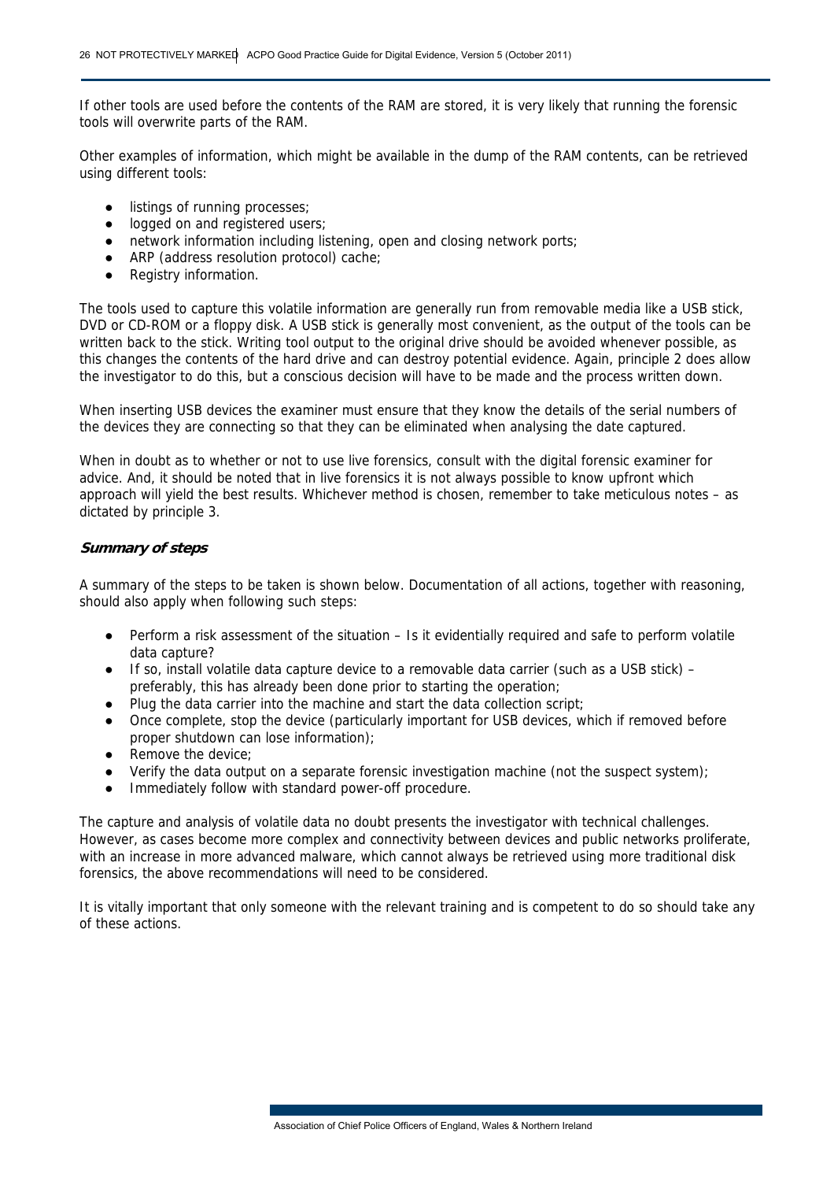If other tools are used before the contents of the RAM are stored, it is very likely that running the forensic tools will overwrite parts of the RAM.

Other examples of information, which might be available in the dump of the RAM contents, can be retrieved using different tools:

- listings of running processes;
- logged on and registered users;
- network information including listening, open and closing network ports;
- ARP (address resolution protocol) cache;
- Registry information.

The tools used to capture this volatile information are generally run from removable media like a USB stick, DVD or CD-ROM or a floppy disk. A USB stick is generally most convenient, as the output of the tools can be written back to the stick. Writing tool output to the original drive should be avoided whenever possible, as this changes the contents of the hard drive and can destroy potential evidence. Again, principle 2 does allow the investigator to do this, but a conscious decision will have to be made and the process written down.

When inserting USB devices the examiner must ensure that they know the details of the serial numbers of the devices they are connecting so that they can be eliminated when analysing the date captured.

When in doubt as to whether or not to use live forensics, consult with the digital forensic examiner for advice. And, it should be noted that in live forensics it is not always possible to know upfront which approach will yield the best results. Whichever method is chosen, remember to take meticulous notes – as dictated by principle 3.

### *Summary of steps*

A summary of the steps to be taken is shown below. Documentation of all actions, together with reasoning, should also apply when following such steps:

- Perform a risk assessment of the situation – Is it evidentially required and safe to perform volatile data capture?
- If so, install volatile data capture device to a removable data carrier (such as a USB stick) – preferably, this has already been done prior to starting the operation;
- Plug the data carrier into the machine and start the data collection script;
- Once complete, stop the device (particularly important for USB devices, which if removed before proper shutdown can lose information);
- Remove the device;
- Verify the data output on a separate forensic investigation machine (not the suspect system);
- Immediately follow with standard power-off procedure.

The capture and analysis of volatile data no doubt presents the investigator with technical challenges. However, as cases become more complex and connectivity between devices and public networks proliferate, with an increase in more advanced malware, which cannot always be retrieved using more traditional disk forensics, the above recommendations will need to be considered.

It is vitally important that only someone with the relevant training and is competent to do so should take any of these actions.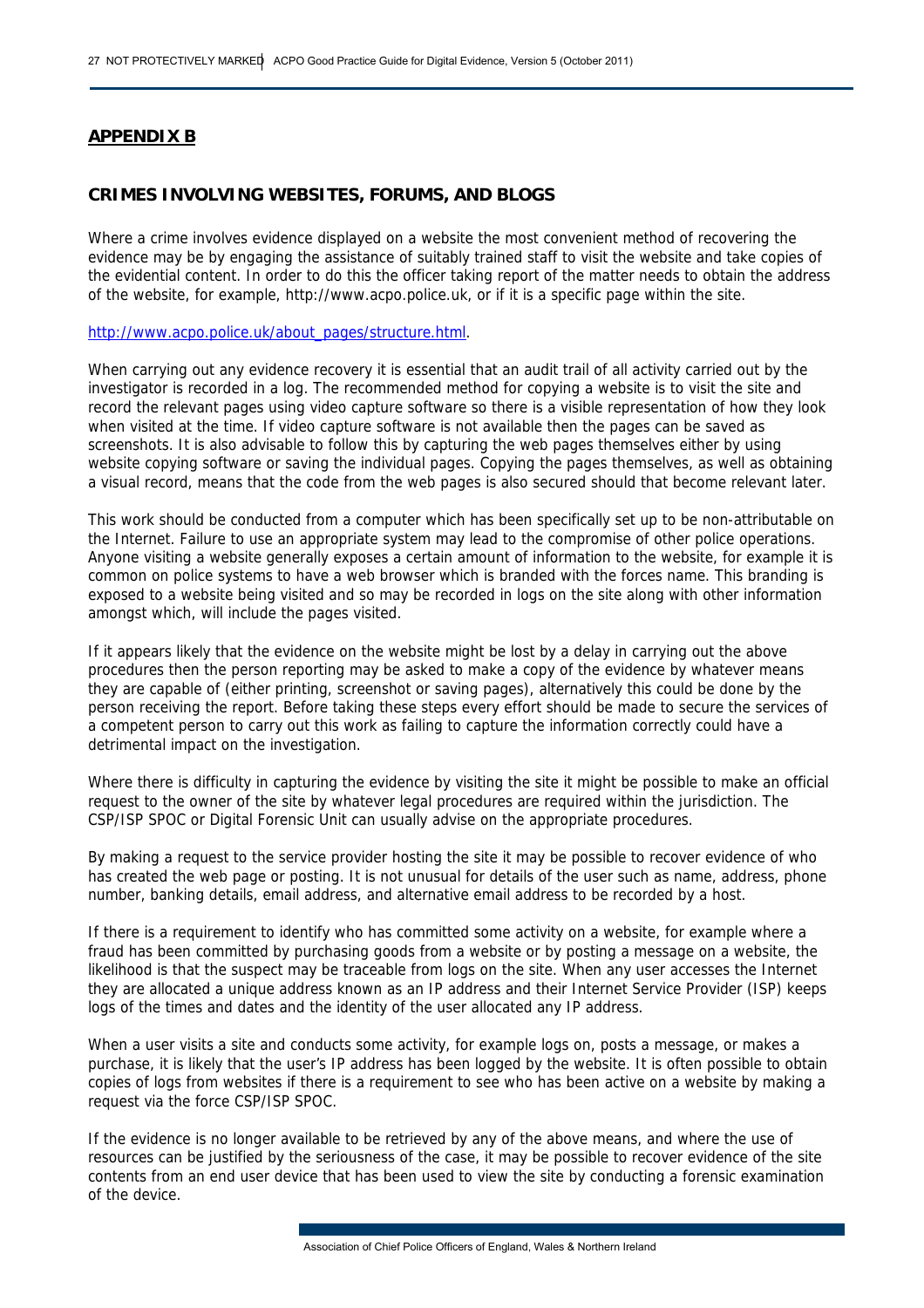## APPENDIX B

### CRIMES INVOLVING WEBSITES, FORUMS, AND BLOGS

Where a crime involves evidence displayed on a website the most convenient method of recovering the evidence may be by engaging the assistance of suitably trained staff to visit the website and take copies of the evidential content. In order to do this the officer taking report of the matter needs to obtain the address of the website, for example, http://www.acpo.police.uk, or if it is a specific page within the site.

http://www.acpo.police.uk/about_pages/structure.html.

When carrying out any evidence recovery it is essential that an audit trail of all activity carried out by the investigator is recorded in a log. The recommended method for copying a website is to visit the site and record the relevant pages using video capture software so there is a visible representation of how they look when visited at the time. If video capture software is not available then the pages can be saved as screenshots. It is also advisable to follow this by capturing the web pages themselves either by using website copying software or saving the individual pages. Copying the pages themselves, as well as obtaining a visual record, means that the code from the web pages is also secured should that become relevant later.

This work should be conducted from a computer which has been specifically set up to be non-attributable on the Internet. Failure to use an appropriate system may lead to the compromise of other police operations. Anyone visiting a website generally exposes a certain amount of information to the website, for example it is common on police systems to have a web browser which is branded with the forces name. This branding is exposed to a website being visited and so may be recorded in logs on the site along with other information amongst which, will include the pages visited.

If it appears likely that the evidence on the website might be lost by a delay in carrying out the above procedures then the person reporting may be asked to make a copy of the evidence by whatever means they are capable of (either printing, screenshot or saving pages), alternatively this could be done by the person receiving the report. Before taking these steps every effort should be made to secure the services of a competent person to carry out this work as failing to capture the information correctly could have a detrimental impact on the investigation.

Where there is difficulty in capturing the evidence by visiting the site it might be possible to make an official request to the owner of the site by whatever legal procedures are required within the jurisdiction. The CSP/ISP SPOC or Digital Forensic Unit can usually advise on the appropriate procedures.

By making a request to the service provider hosting the site it may be possible to recover evidence of who has created the web page or posting. It is not unusual for details of the user such as name, address, phone number, banking details, email address, and alternative email address to be recorded by a host.

If there is a requirement to identify who has committed some activity on a website, for example where a fraud has been committed by purchasing goods from a website or by posting a message on a website, the likelihood is that the suspect may be traceable from logs on the site. When any user accesses the Internet they are allocated a unique address known as an IP address and their Internet Service Provider (ISP) keeps logs of the times and dates and the identity of the user allocated any IP address.

When a user visits a site and conducts some activity, for example logs on, posts a message, or makes a purchase, it is likely that the user's IP address has been logged by the website. It is often possible to obtain copies of logs from websites if there is a requirement to see who has been active on a website by making a request via the force CSP/ISP SPOC.

If the evidence is no longer available to be retrieved by any of the above means, and where the use of resources can be justified by the seriousness of the case, it may be possible to recover evidence of the site contents from an end user device that has been used to view the site by conducting a forensic examination of the device.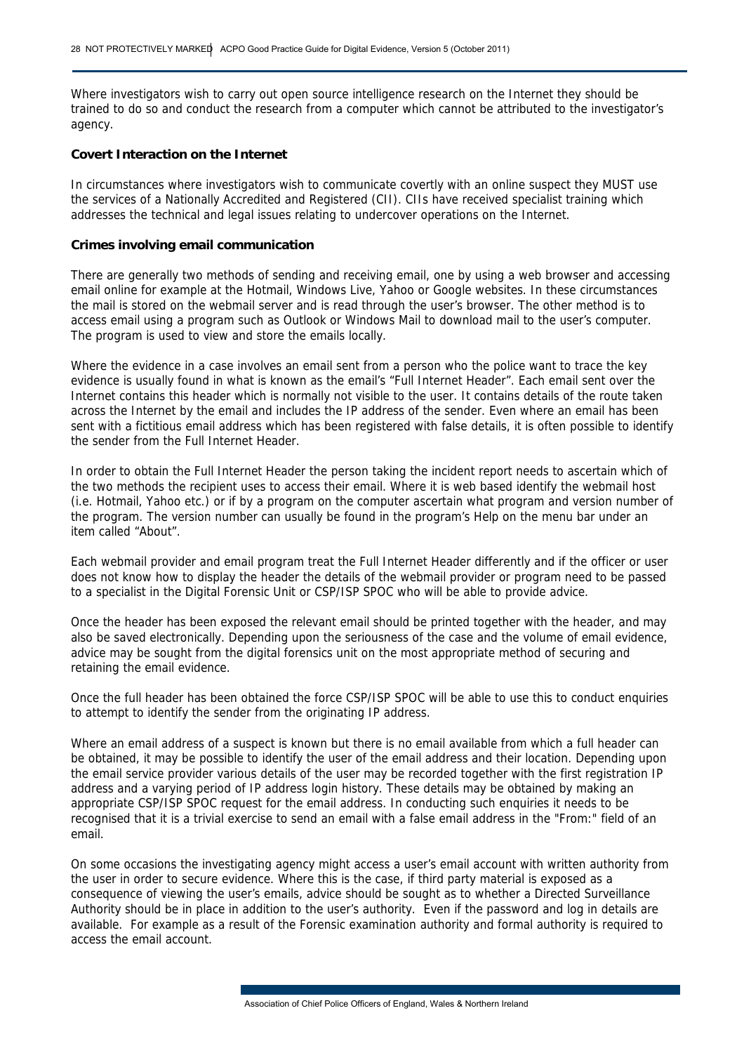Where investigators wish to carry out open source intelligence research on the Internet they should be trained to do so and conduct the research from a computer which cannot be attributed to the investigator's agency.

**Covert Interaction on the Internet**

In circumstances where investigators wish to communicate covertly with an online suspect they MUST use the services of a Nationally Accredited and Registered (CII). CIIs have received specialist training which addresses the technical and legal issues relating to undercover operations on the Internet.

**Crimes involving email communication**

There are generally two methods of sending and receiving email, one by using a web browser and accessing email online for example at the Hotmail, Windows Live, Yahoo or Google websites. In these circumstances the mail is stored on the webmail server and is read through the user's browser. The other method is to access email using a program such as Outlook or Windows Mail to download mail to the user's computer. The program is used to view and store the emails locally.

Where the evidence in a case involves an email sent from a person who the police want to trace the key evidence is usually found in what is known as the email's "Full Internet Header". Each email sent over the Internet contains this header which is normally not visible to the user. It contains details of the route taken across the Internet by the email and includes the IP address of the sender. Even where an email has been sent with a fictitious email address which has been registered with false details, it is often possible to identify the sender from the Full Internet Header.

In order to obtain the Full Internet Header the person taking the incident report needs to ascertain which of the two methods the recipient uses to access their email. Where it is web based identify the webmail host (i.e. Hotmail, Yahoo etc.) or if by a program on the computer ascertain what program and version number of the program. The version number can usually be found in the program's Help on the menu bar under an item called "About".

Each webmail provider and email program treat the Full Internet Header differently and if the officer or user does not know how to display the header the details of the webmail provider or program need to be passed to a specialist in the Digital Forensic Unit or CSP/ISP SPOC who will be able to provide advice.

Once the header has been exposed the relevant email should be printed together with the header, and may also be saved electronically. Depending upon the seriousness of the case and the volume of email evidence, advice may be sought from the digital forensics unit on the most appropriate method of securing and retaining the email evidence.

Once the full header has been obtained the force CSP/ISP SPOC will be able to use this to conduct enquiries to attempt to identify the sender from the originating IP address.

Where an email address of a suspect is known but there is no email available from which a full header can be obtained, it may be possible to identify the user of the email address and their location. Depending upon the email service provider various details of the user may be recorded together with the first registration IP address and a varying period of IP address login history. These details may be obtained by making an appropriate CSP/ISP SPOC request for the email address. In conducting such enquiries it needs to be recognised that it is a trivial exercise to send an email with a false email address in the "From:" field of an email.

On some occasions the investigating agency might access a user's email account with written authority from the user in order to secure evidence. Where this is the case, if third party material is exposed as a consequence of viewing the user's emails, advice should be sought as to whether a Directed Surveillance Authority should be in place in addition to the user's authority. Even if the password and log in details are available. For example as a result of the Forensic examination authority and formal authority is required to access the email account.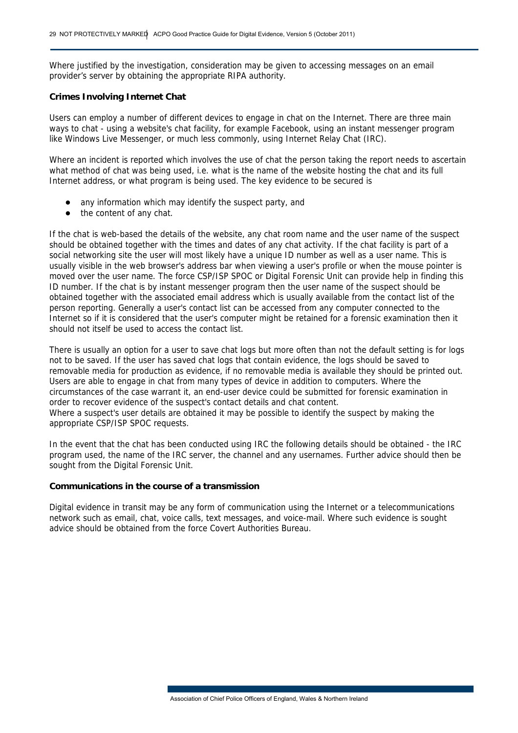Where justified by the investigation, consideration may be given to accessing messages on an email provider's server by obtaining the appropriate RIPA authority.

**Crimes Involving Internet Chat**

Users can employ a number of different devices to engage in chat on the Internet. There are three main ways to chat - using a website's chat facility, for example Facebook, using an instant messenger program like Windows Live Messenger, or much less commonly, using Internet Relay Chat (IRC).

Where an incident is reported which involves the use of chat the person taking the report needs to ascertain what method of chat was being used, i.e. what is the name of the website hosting the chat and its full Internet address, or what program is being used. The key evidence to be secured is

- any information which may identify the suspect party, and
- the content of any chat.

If the chat is web-based the details of the website, any chat room name and the user name of the suspect should be obtained together with the times and dates of any chat activity. If the chat facility is part of a social networking site the user will most likely have a unique ID number as well as a user name. This is usually visible in the web browser's address bar when viewing a user's profile or when the mouse pointer is moved over the user name. The force CSP/ISP SPOC or Digital Forensic Unit can provide help in finding this ID number. If the chat is by instant messenger program then the user name of the suspect should be obtained together with the associated email address which is usually available from the contact list of the person reporting. Generally a user's contact list can be accessed from any computer connected to the Internet so if it is considered that the user's computer might be retained for a forensic examination then it should not itself be used to access the contact list.

There is usually an option for a user to save chat logs but more often than not the default setting is for logs not to be saved. If the user has saved chat logs that contain evidence, the logs should be saved to removable media for production as evidence, if no removable media is available they should be printed out. Users are able to engage in chat from many types of device in addition to computers. Where the circumstances of the case warrant it, an end-user device could be submitted for forensic examination in order to recover evidence of the suspect's contact details and chat content.
Where a suspect's user details are obtained it may be possible to identify the suspect by making the appropriate CSP/ISP SPOC requests.

In the event that the chat has been conducted using IRC the following details should be obtained - the IRC program used, the name of the IRC server, the channel and any usernames. Further advice should then be sought from the Digital Forensic Unit.

**Communications in the course of a transmission**

Digital evidence in transit may be any form of communication using the Internet or a telecommunications network such as email, chat, voice calls, text messages, and voice-mail. Where such evidence is sought advice should be obtained from the force Covert Authorities Bureau.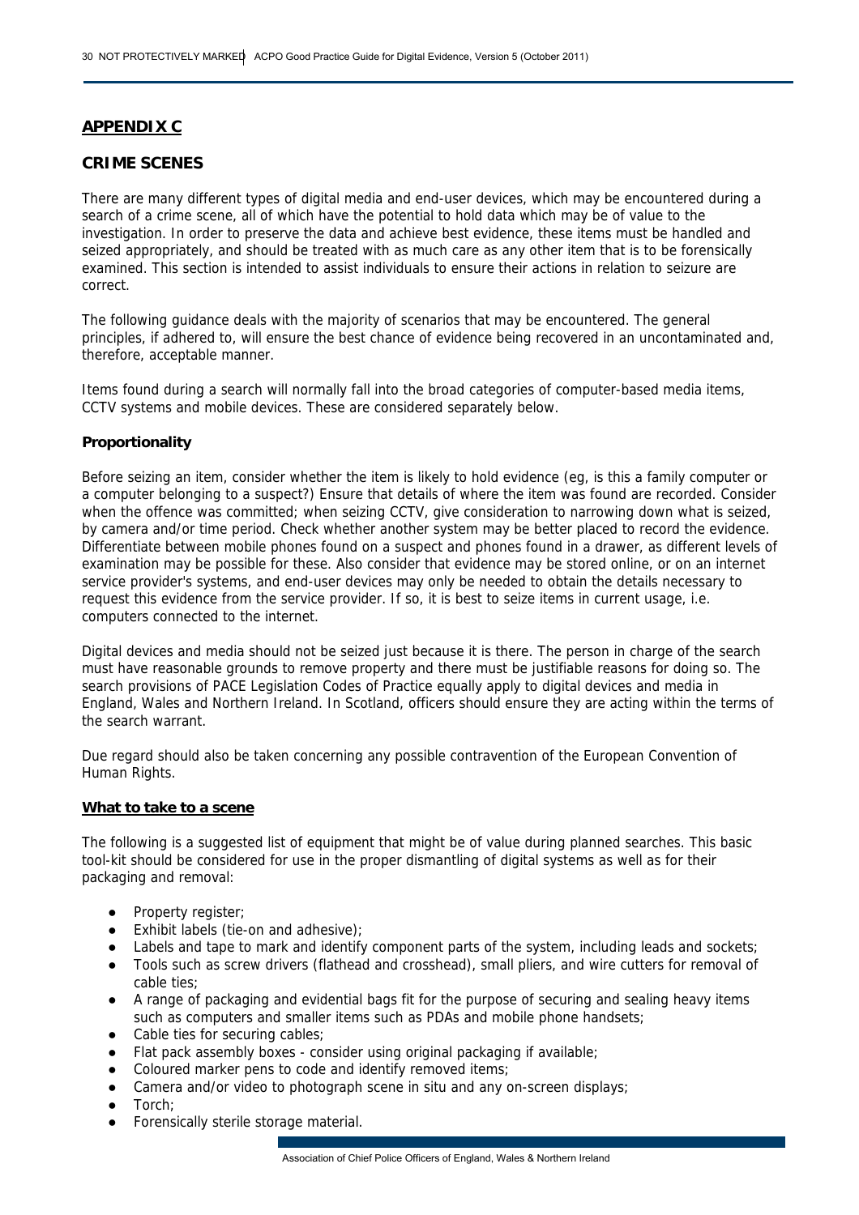## APPENDIX C

### CRIME SCENES

There are many different types of digital media and end-user devices, which may be encountered during a search of a crime scene, all of which have the potential to hold data which may be of value to the investigation. In order to preserve the data and achieve best evidence, these items must be handled and seized appropriately, and should be treated with as much care as any other item that is to be forensically examined. This section is intended to assist individuals to ensure their actions in relation to seizure are correct.

The following guidance deals with the majority of scenarios that may be encountered. The general principles, if adhered to, will ensure the best chance of evidence being recovered in an uncontaminated and, therefore, acceptable manner.

Items found during a search will normally fall into the broad categories of computer-based media items, CCTV systems and mobile devices. These are considered separately below.

#### Proportionality

Before seizing an item, consider whether the item is likely to hold evidence (eg, is this a family computer or a computer belonging to a suspect?) Ensure that details of where the item was found are recorded. Consider when the offence was committed; when seizing CCTV, give consideration to narrowing down what is seized, by camera and/or time period. Check whether another system may be better placed to record the evidence. Differentiate between mobile phones found on a suspect and phones found in a drawer, as different levels of examination may be possible for these. Also consider that evidence may be stored online, or on an internet service provider's systems, and end-user devices may only be needed to obtain the details necessary to request this evidence from the service provider. If so, it is best to seize items in current usage, i.e. computers connected to the internet.

Digital devices and media should not be seized just because it is there. The person in charge of the search must have reasonable grounds to remove property and there must be justifiable reasons for doing so. The search provisions of PACE Legislation Codes of Practice equally apply to digital devices and media in England, Wales and Northern Ireland. In Scotland, officers should ensure they are acting within the terms of the search warrant.

Due regard should also be taken concerning any possible contravention of the European Convention of Human Rights.

#### What to take to a scene

The following is a suggested list of equipment that might be of value during planned searches. This basic tool-kit should be considered for use in the proper dismantling of digital systems as well as for their packaging and removal:

- Property register;
- Exhibit labels (tie-on and adhesive);
- Labels and tape to mark and identify component parts of the system, including leads and sockets;
- Tools such as screw drivers (flathead and crosshead), small pliers, and wire cutters for removal of cable ties;
- A range of packaging and evidential bags fit for the purpose of securing and sealing heavy items such as computers and smaller items such as PDAs and mobile phone handsets;
- Cable ties for securing cables;
- Flat pack assembly boxes - consider using original packaging if available;
- Coloured marker pens to code and identify removed items;
- Camera and/or video to photograph scene in situ and any on-screen displays;
- Torch;
- Forensically sterile storage material.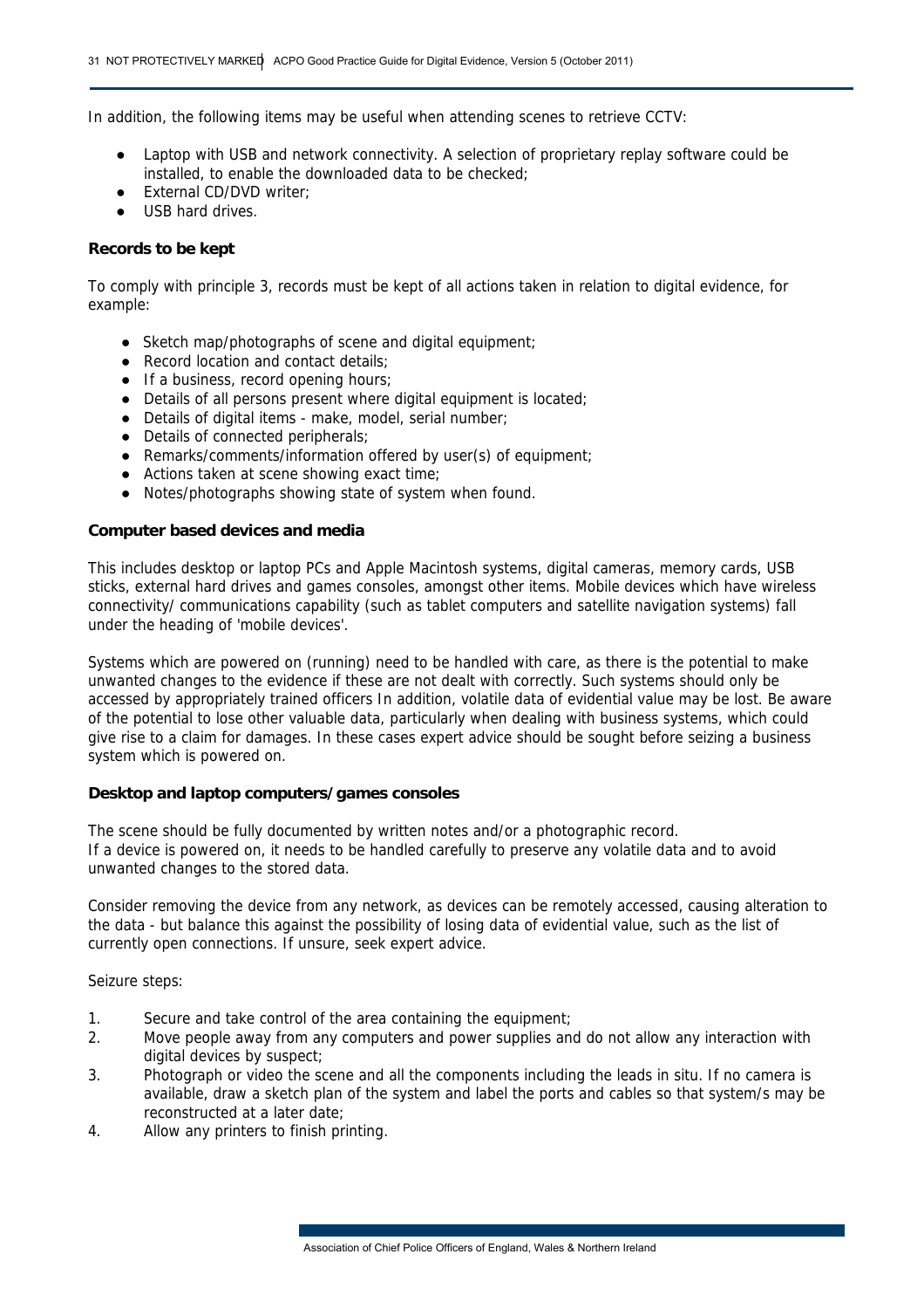In addition, the following items may be useful when attending scenes to retrieve CCTV:

- Laptop with USB and network connectivity. A selection of proprietary replay software could be installed, to enable the downloaded data to be checked;
- External CD/DVD writer;
- USB hard drives.

**Records to be kept**

To comply with principle 3, records must be kept of all actions taken in relation to digital evidence, for example:

- Sketch map/photographs of scene and digital equipment;
- Record location and contact details;
- If a business, record opening hours;
- Details of all persons present where digital equipment is located;
- Details of digital items - make, model, serial number;
- Details of connected peripherals;
- Remarks/comments/information offered by user(s) of equipment;
- Actions taken at scene showing exact time;
- Notes/photographs showing state of system when found.

**Computer based devices and media**

This includes desktop or laptop PCs and Apple Macintosh systems, digital cameras, memory cards, USB sticks, external hard drives and games consoles, amongst other items. Mobile devices which have wireless connectivity/ communications capability (such as tablet computers and satellite navigation systems) fall under the heading of 'mobile devices'.

Systems which are powered on (running) need to be handled with care, as there is the potential to make unwanted changes to the evidence if these are not dealt with correctly. Such systems should only be accessed by appropriately trained officers In addition, volatile data of evidential value may be lost. Be aware of the potential to lose other valuable data, particularly when dealing with business systems, which could give rise to a claim for damages. In these cases expert advice should be sought before seizing a business system which is powered on.

**Desktop and laptop computers/games consoles**

The scene should be fully documented by written notes and/or a photographic record.
If a device is powered on, it needs to be handled carefully to preserve any volatile data and to avoid unwanted changes to the stored data.

Consider removing the device from any network, as devices can be remotely accessed, causing alteration to the data - but balance this against the possibility of losing data of evidential value, such as the list of currently open connections. If unsure, seek expert advice.

Seizure steps:

1. Secure and take control of the area containing the equipment;
2. Move people away from any computers and power supplies and do not allow any interaction with digital devices by suspect;
3. Photograph or video the scene and all the components including the leads in situ. If no camera is available, draw a sketch plan of the system and label the ports and cables so that system/s may be reconstructed at a later date;
4. Allow any printers to finish printing.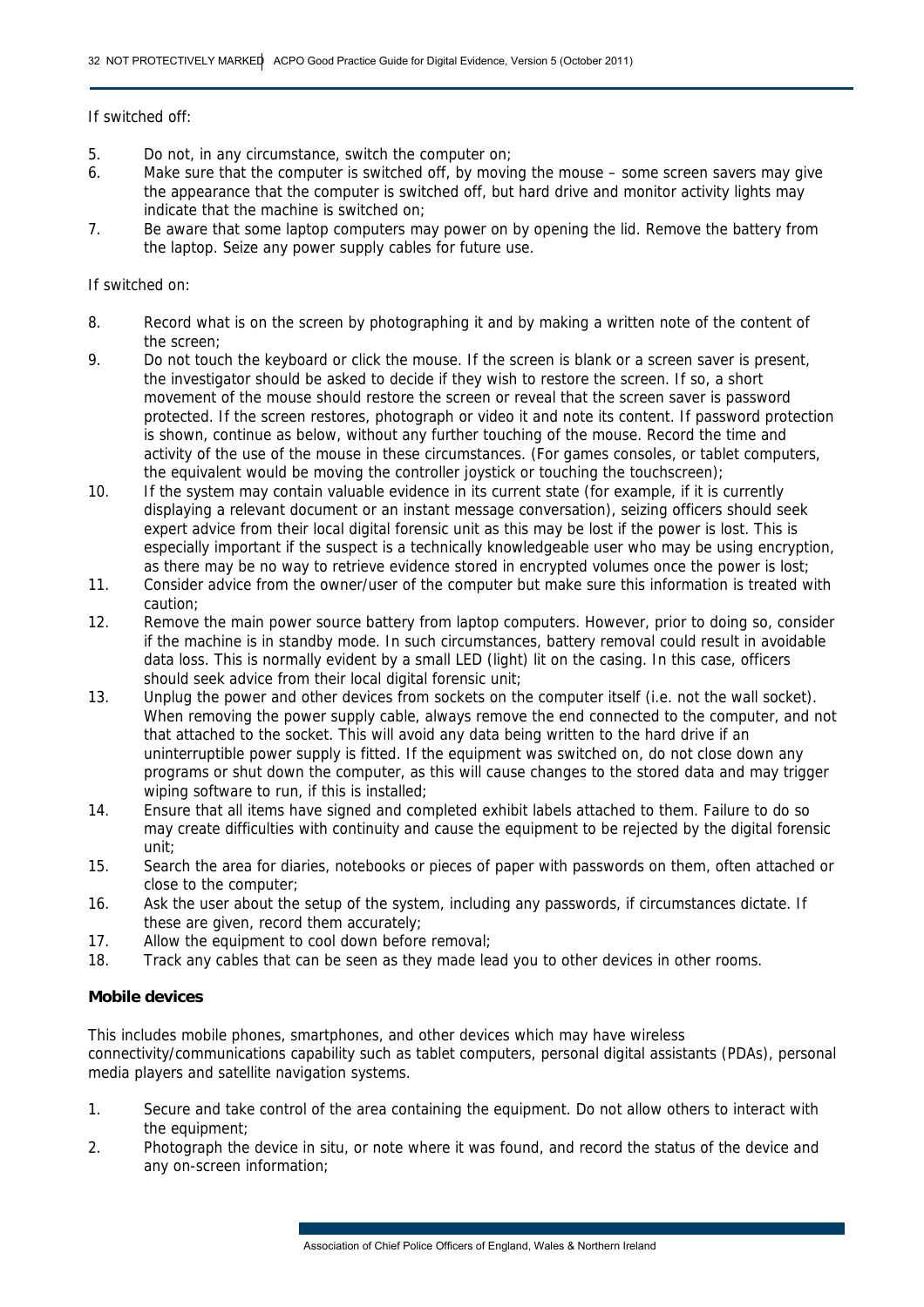If switched off:

5. Do not, in any circumstance, switch the computer on;
6. Make sure that the computer is switched off, by moving the mouse – some screen savers may give the appearance that the computer is switched off, but hard drive and monitor activity lights may indicate that the machine is switched on;
7. Be aware that some laptop computers may power on by opening the lid. Remove the battery from the laptop. Seize any power supply cables for future use.

If switched on:

8. Record what is on the screen by photographing it and by making a written note of the content of the screen;
9. Do not touch the keyboard or click the mouse. If the screen is blank or a screen saver is present, the investigator should be asked to decide if they wish to restore the screen. If so, a short movement of the mouse should restore the screen or reveal that the screen saver is password protected. If the screen restores, photograph or video it and note its content. If password protection is shown, continue as below, without any further touching of the mouse. Record the time and activity of the use of the mouse in these circumstances. (For games consoles, or tablet computers, the equivalent would be moving the controller joystick or touching the touchscreen);
10. If the system may contain valuable evidence in its current state (for example, if it is currently displaying a relevant document or an instant message conversation), seizing officers should seek expert advice from their local digital forensic unit as this may be lost if the power is lost. This is especially important if the suspect is a technically knowledgeable user who may be using encryption, as there may be no way to retrieve evidence stored in encrypted volumes once the power is lost;
11. Consider advice from the owner/user of the computer but make sure this information is treated with caution;
12. Remove the main power source battery from laptop computers. However, prior to doing so, consider if the machine is in standby mode. In such circumstances, battery removal could result in avoidable data loss. This is normally evident by a small LED (light) lit on the casing. In this case, officers should seek advice from their local digital forensic unit;
13. Unplug the power and other devices from sockets on the computer itself (i.e. not the wall socket). When removing the power supply cable, always remove the end connected to the computer, and not that attached to the socket. This will avoid any data being written to the hard drive if an uninterruptible power supply is fitted. If the equipment was switched on, do not close down any programs or shut down the computer, as this will cause changes to the stored data and may trigger wiping software to run, if this is installed;
14. Ensure that all items have signed and completed exhibit labels attached to them. Failure to do so may create difficulties with continuity and cause the equipment to be rejected by the digital forensic unit;
15. Search the area for diaries, notebooks or pieces of paper with passwords on them, often attached or close to the computer;
16. Ask the user about the setup of the system, including any passwords, if circumstances dictate. If these are given, record them accurately;
17. Allow the equipment to cool down before removal;
18. Track any cables that can be seen as they made lead you to other devices in other rooms.

**Mobile devices**

This includes mobile phones, smartphones, and other devices which may have wireless connectivity/communications capability such as tablet computers, personal digital assistants (PDAs), personal media players and satellite navigation systems.

1. Secure and take control of the area containing the equipment. Do not allow others to interact with the equipment;
2. Photograph the device in situ, or note where it was found, and record the status of the device and any on-screen information;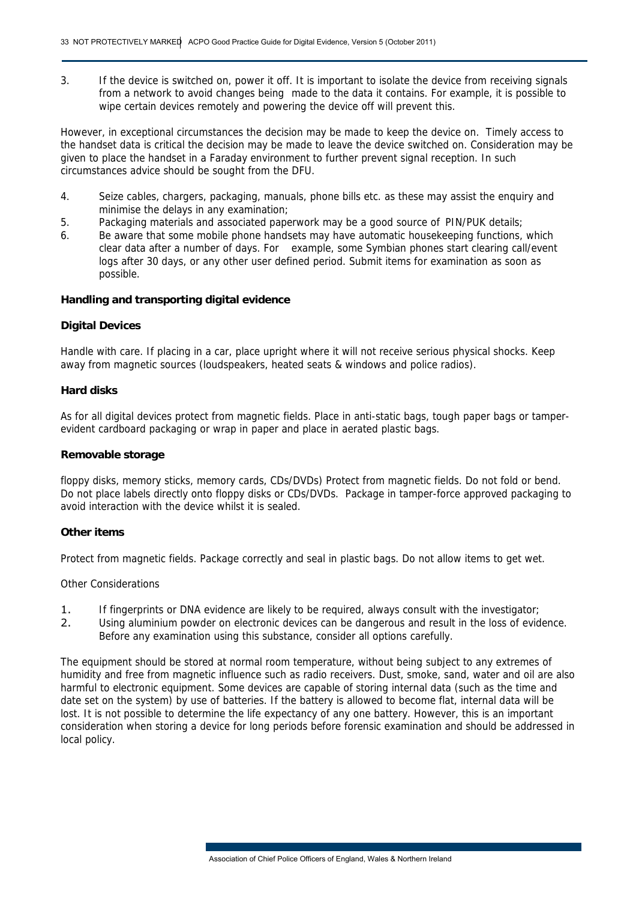3. If the device is switched on, power it off. It is important to isolate the device from receiving signals from a network to avoid changes being made to the data it contains. For example, it is possible to wipe certain devices remotely and powering the device off will prevent this.

However, in exceptional circumstances the decision may be made to keep the device on. Timely access to the handset data is critical the decision may be made to leave the device switched on. Consideration may be given to place the handset in a Faraday environment to further prevent signal reception. In such circumstances advice should be sought from the DFU.

4. Seize cables, chargers, packaging, manuals, phone bills etc. as these may assist the enquiry and minimise the delays in any examination;
5. Packaging materials and associated paperwork may be a good source of PIN/PUK details;
6. Be aware that some mobile phone handsets may have automatic housekeeping functions, which clear data after a number of days. For example, some Symbian phones start clearing call/event logs after 30 days, or any other user defined period. Submit items for examination as soon as possible.

**Handling and transporting digital evidence**

**Digital Devices**

Handle with care. If placing in a car, place upright where it will not receive serious physical shocks. Keep away from magnetic sources (loudspeakers, heated seats & windows and police radios).

**Hard disks**

As for all digital devices protect from magnetic fields. Place in anti-static bags, tough paper bags or tamper-evident cardboard packaging or wrap in paper and place in aerated plastic bags.

**Removable storage**

floppy disks, memory sticks, memory cards, CDs/DVDs) Protect from magnetic fields. Do not fold or bend. Do not place labels directly onto floppy disks or CDs/DVDs. Package in tamper-force approved packaging to avoid interaction with the device whilst it is sealed.

**Other items**

Protect from magnetic fields. Package correctly and seal in plastic bags. Do not allow items to get wet.

Other Considerations

1. If fingerprints or DNA evidence are likely to be required, always consult with the investigator;
2. Using aluminium powder on electronic devices can be dangerous and result in the loss of evidence. Before any examination using this substance, consider all options carefully.

The equipment should be stored at normal room temperature, without being subject to any extremes of humidity and free from magnetic influence such as radio receivers. Dust, smoke, sand, water and oil are also harmful to electronic equipment. Some devices are capable of storing internal data (such as the time and date set on the system) by use of batteries. If the battery is allowed to become flat, internal data will be lost. It is not possible to determine the life expectancy of any one battery. However, this is an important consideration when storing a device for long periods before forensic examination and should be addressed in local policy.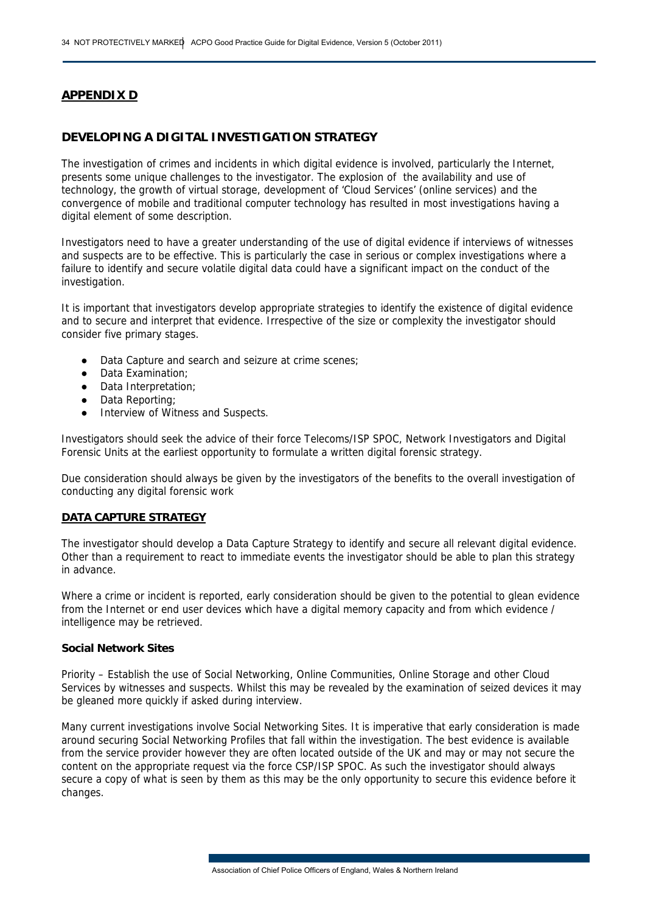## APPENDIX D

## DEVELOPING A DIGITAL INVESTIGATION STRATEGY

The investigation of crimes and incidents in which digital evidence is involved, particularly the Internet, presents some unique challenges to the investigator. The explosion of the availability and use of technology, the growth of virtual storage, development of 'Cloud Services' (online services) and the convergence of mobile and traditional computer technology has resulted in most investigations having a digital element of some description.

Investigators need to have a greater understanding of the use of digital evidence if interviews of witnesses and suspects are to be effective. This is particularly the case in serious or complex investigations where a failure to identify and secure volatile digital data could have a significant impact on the conduct of the investigation.

It is important that investigators develop appropriate strategies to identify the existence of digital evidence and to secure and interpret that evidence. Irrespective of the size or complexity the investigator should consider five primary stages.

- Data Capture and search and seizure at crime scenes;
- Data Examination;
- Data Interpretation;
- Data Reporting;
- Interview of Witness and Suspects.

Investigators should seek the advice of their force Telecoms/ISP SPOC, Network Investigators and Digital Forensic Units at the earliest opportunity to formulate a written digital forensic strategy.

Due consideration should always be given by the investigators of the benefits to the overall investigation of conducting any digital forensic work

### DATA CAPTURE STRATEGY

The investigator should develop a Data Capture Strategy to identify and secure all relevant digital evidence. Other than a requirement to react to immediate events the investigator should be able to plan this strategy in advance.

Where a crime or incident is reported, early consideration should be given to the potential to glean evidence from the Internet or end user devices which have a digital memory capacity and from which evidence / intelligence may be retrieved.

#### Social Network Sites

Priority – Establish the use of Social Networking, Online Communities, Online Storage and other Cloud Services by witnesses and suspects. Whilst this may be revealed by the examination of seized devices it may be gleaned more quickly if asked during interview.

Many current investigations involve Social Networking Sites. It is imperative that early consideration is made around securing Social Networking Profiles that fall within the investigation. The best evidence is available from the service provider however they are often located outside of the UK and may or may not secure the content on the appropriate request via the force CSP/ISP SPOC. As such the investigator should always secure a copy of what is seen by them as this may be the only opportunity to secure this evidence before it changes.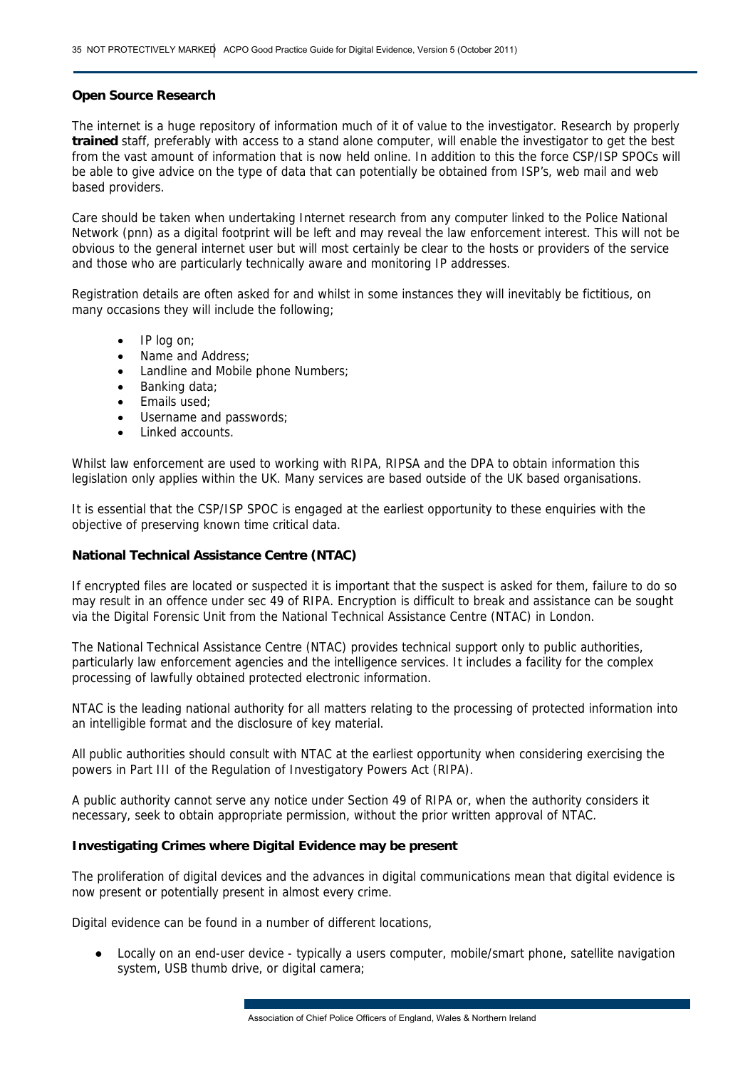### Open Source Research

The internet is a huge repository of information much of it of value to the investigator. Research by properly **trained** staff, preferably with access to a stand alone computer, will enable the investigator to get the best from the vast amount of information that is now held online. In addition to this the force CSP/ISP SPOCs will be able to give advice on the type of data that can potentially be obtained from ISP's, web mail and web based providers.

Care should be taken when undertaking Internet research from any computer linked to the Police National Network (pnn) as a digital footprint will be left and may reveal the law enforcement interest. This will not be obvious to the general internet user but will most certainly be clear to the hosts or providers of the service and those who are particularly technically aware and monitoring IP addresses.

Registration details are often asked for and whilst in some instances they will inevitably be fictitious, on many occasions they will include the following;

- IP log on;
- Name and Address;
- Landline and Mobile phone Numbers;
- Banking data;
- Emails used;
- Username and passwords;
- Linked accounts.

Whilst law enforcement are used to working with RIPA, RIPSA and the DPA to obtain information this legislation only applies within the UK. Many services are based outside of the UK based organisations.

It is essential that the CSP/ISP SPOC is engaged at the earliest opportunity to these enquiries with the objective of preserving known time critical data.

### National Technical Assistance Centre (NTAC)

If encrypted files are located or suspected it is important that the suspect is asked for them, failure to do so may result in an offence under sec 49 of RIPA. Encryption is difficult to break and assistance can be sought via the Digital Forensic Unit from the National Technical Assistance Centre (NTAC) in London.

The National Technical Assistance Centre (NTAC) provides technical support only to public authorities, particularly law enforcement agencies and the intelligence services. It includes a facility for the complex processing of lawfully obtained protected electronic information.

NTAC is the leading national authority for all matters relating to the processing of protected information into an intelligible format and the disclosure of key material.

All public authorities should consult with NTAC at the earliest opportunity when considering exercising the powers in Part III of the Regulation of Investigatory Powers Act (RIPA).

A public authority cannot serve any notice under Section 49 of RIPA or, when the authority considers it necessary, seek to obtain appropriate permission, without the prior written approval of NTAC.

### Investigating Crimes where Digital Evidence may be present

The proliferation of digital devices and the advances in digital communications mean that digital evidence is now present or potentially present in almost every crime.

Digital evidence can be found in a number of different locations,

- Locally on an end-user device - typically a users computer, mobile/smart phone, satellite navigation system, USB thumb drive, or digital camera;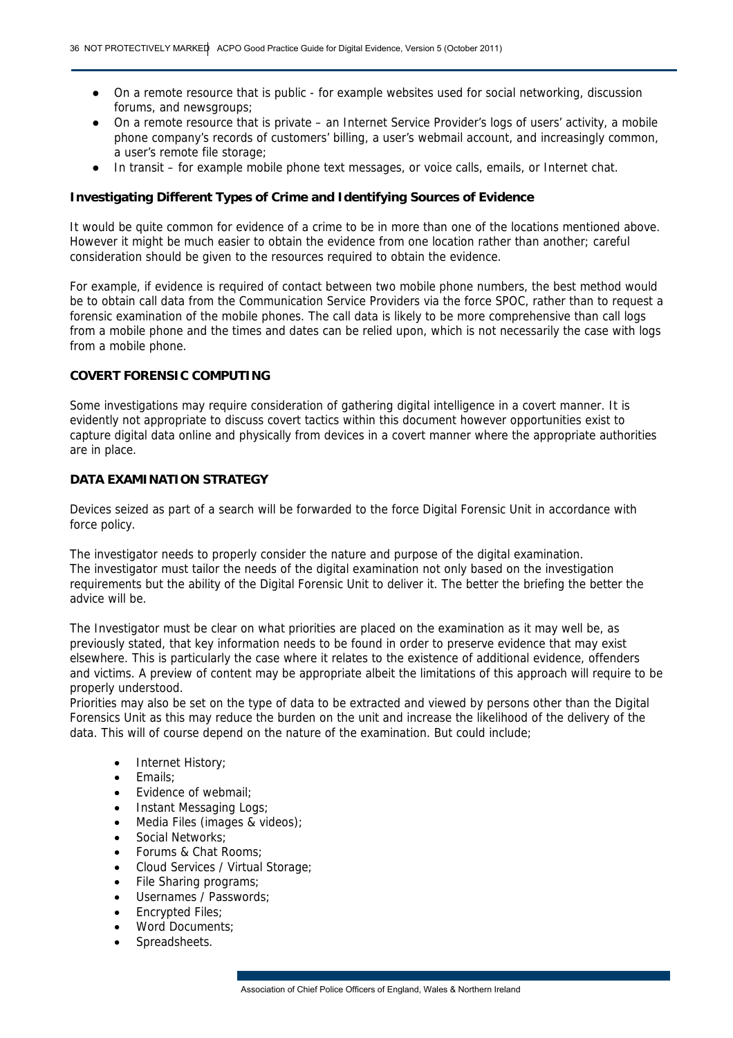- On a remote resource that is public - for example websites used for social networking, discussion forums, and newsgroups;
- On a remote resource that is private – an Internet Service Provider's logs of users' activity, a mobile phone company's records of customers' billing, a user's webmail account, and increasingly common, a user's remote file storage;
- In transit – for example mobile phone text messages, or voice calls, emails, or Internet chat.

**Investigating Different Types of Crime and Identifying Sources of Evidence**

It would be quite common for evidence of a crime to be in more than one of the locations mentioned above. However it might be much easier to obtain the evidence from one location rather than another; careful consideration should be given to the resources required to obtain the evidence.

For example, if evidence is required of contact between two mobile phone numbers, the best method would be to obtain call data from the Communication Service Providers via the force SPOC, rather than to request a forensic examination of the mobile phones. The call data is likely to be more comprehensive than call logs from a mobile phone and the times and dates can be relied upon, which is not necessarily the case with logs from a mobile phone.

## COVERT FORENSIC COMPUTING

Some investigations may require consideration of gathering digital intelligence in a covert manner. It is evidently not appropriate to discuss covert tactics within this document however opportunities exist to capture digital data online and physically from devices in a covert manner where the appropriate authorities are in place.

## DATA EXAMINATION STRATEGY

Devices seized as part of a search will be forwarded to the force Digital Forensic Unit in accordance with force policy.

The investigator needs to properly consider the nature and purpose of the digital examination.
The investigator must tailor the needs of the digital examination not only based on the investigation requirements but the ability of the Digital Forensic Unit to deliver it. The better the briefing the better the advice will be.

The Investigator must be clear on what priorities are placed on the examination as it may well be, as previously stated, that key information needs to be found in order to preserve evidence that may exist elsewhere. This is particularly the case where it relates to the existence of additional evidence, offenders and victims. A preview of content may be appropriate albeit the limitations of this approach will require to be properly understood.
Priorities may also be set on the type of data to be extracted and viewed by persons other than the Digital Forensics Unit as this may reduce the burden on the unit and increase the likelihood of the delivery of the data. This will of course depend on the nature of the examination. But could include;

- Internet History;
- Emails;
- Evidence of webmail;
- Instant Messaging Logs;
- Media Files (images & videos);
- Social Networks;
- Forums & Chat Rooms;
- Cloud Services / Virtual Storage;
- File Sharing programs;
- Usernames / Passwords;
- Encrypted Files;
- Word Documents;
- Spreadsheets.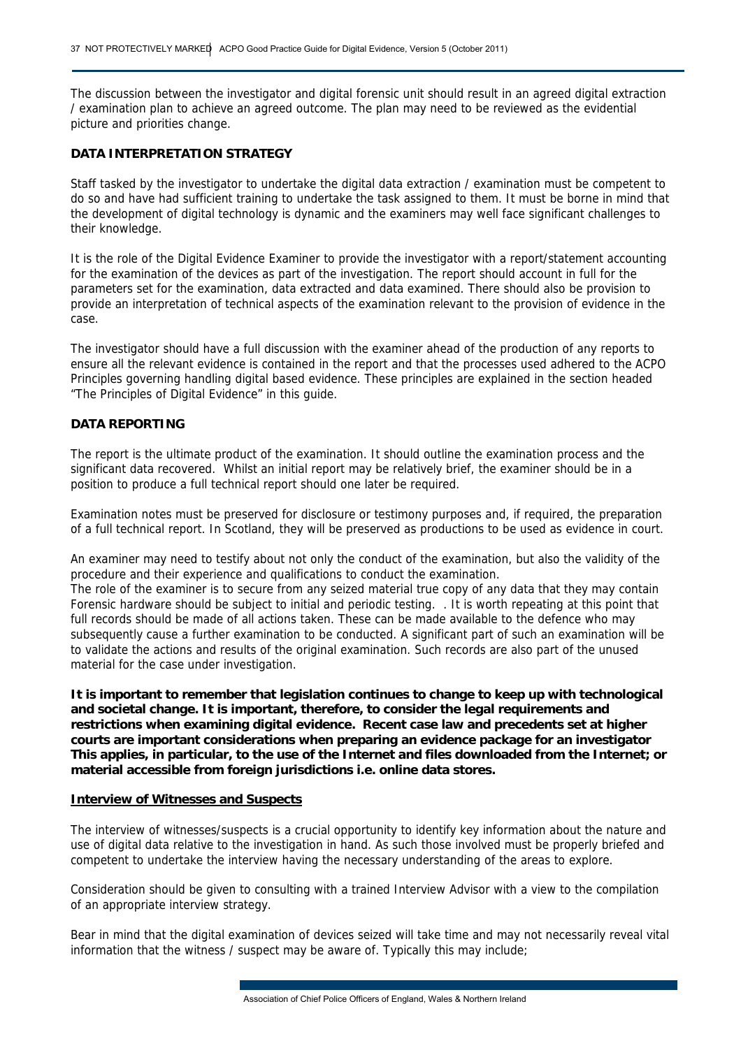The discussion between the investigator and digital forensic unit should result in an agreed digital extraction / examination plan to achieve an agreed outcome. The plan may need to be reviewed as the evidential picture and priorities change.

**DATA INTERPRETATION STRATEGY**

Staff tasked by the investigator to undertake the digital data extraction / examination must be competent to do so and have had sufficient training to undertake the task assigned to them. It must be borne in mind that the development of digital technology is dynamic and the examiners may well face significant challenges to their knowledge.

It is the role of the Digital Evidence Examiner to provide the investigator with a report/statement accounting for the examination of the devices as part of the investigation. The report should account in full for the parameters set for the examination, data extracted and data examined. There should also be provision to provide an interpretation of technical aspects of the examination relevant to the provision of evidence in the case.

The investigator should have a full discussion with the examiner ahead of the production of any reports to ensure all the relevant evidence is contained in the report and that the processes used adhered to the ACPO Principles governing handling digital based evidence. These principles are explained in the section headed "The Principles of Digital Evidence" in this guide.

**DATA REPORTING**

The report is the ultimate product of the examination. It should outline the examination process and the significant data recovered. Whilst an initial report may be relatively brief, the examiner should be in a position to produce a full technical report should one later be required.

Examination notes must be preserved for disclosure or testimony purposes and, if required, the preparation of a full technical report. In Scotland, they will be preserved as productions to be used as evidence in court.

An examiner may need to testify about not only the conduct of the examination, but also the validity of the procedure and their experience and qualifications to conduct the examination.
The role of the examiner is to secure from any seized material true copy of any data that they may contain Forensic hardware should be subject to initial and periodic testing. . It is worth repeating at this point that full records should be made of all actions taken. These can be made available to the defence who may subsequently cause a further examination to be conducted. A significant part of such an examination will be to validate the actions and results of the original examination. Such records are also part of the unused material for the case under investigation.

**It is important to remember that legislation continues to change to keep up with technological and societal change. It is important, therefore, to consider the legal requirements and restrictions when examining digital evidence. Recent case law and precedents set at higher courts are important considerations when preparing an evidence package for an investigator This applies, in particular, to the use of the Internet and files downloaded from the Internet; or material accessible from foreign jurisdictions i.e. online data stores.**

**<u>Interview of Witnesses and Suspects</u>**

The interview of witnesses/suspects is a crucial opportunity to identify key information about the nature and use of digital data relative to the investigation in hand. As such those involved must be properly briefed and competent to undertake the interview having the necessary understanding of the areas to explore.

Consideration should be given to consulting with a trained Interview Advisor with a view to the compilation of an appropriate interview strategy.

Bear in mind that the digital examination of devices seized will take time and may not necessarily reveal vital information that the witness / suspect may be aware of. Typically this may include;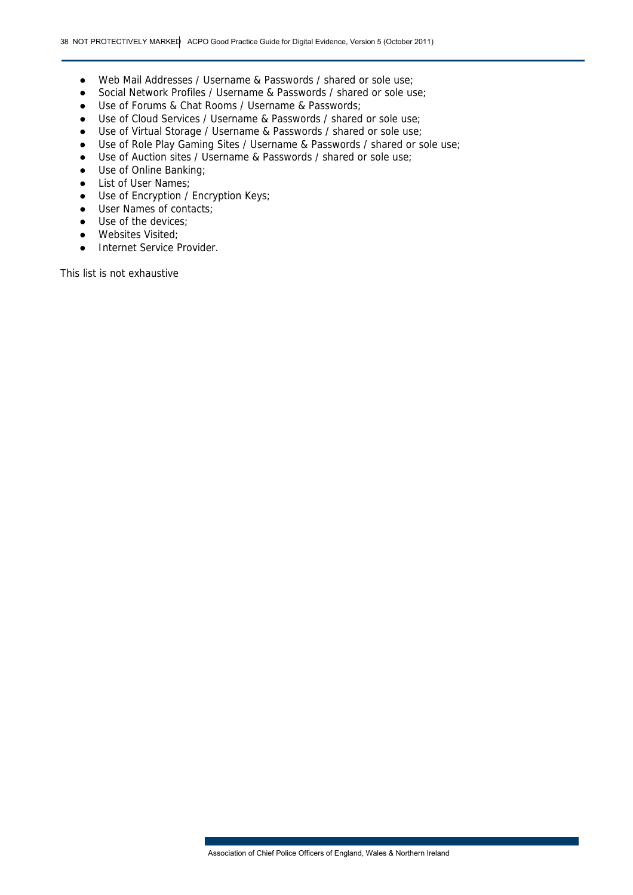- Web Mail Addresses / Username & Passwords / shared or sole use;
- Social Network Profiles / Username & Passwords / shared or sole use;
- Use of Forums & Chat Rooms / Username & Passwords;
- Use of Cloud Services / Username & Passwords / shared or sole use;
- Use of Virtual Storage / Username & Passwords / shared or sole use;
- Use of Role Play Gaming Sites / Username & Passwords / shared or sole use;
- Use of Auction sites / Username & Passwords / shared or sole use;
- Use of Online Banking;
- List of User Names;
- Use of Encryption / Encryption Keys;
- User Names of contacts;
- Use of the devices;
- Websites Visited;
- Internet Service Provider.

This list is not exhaustive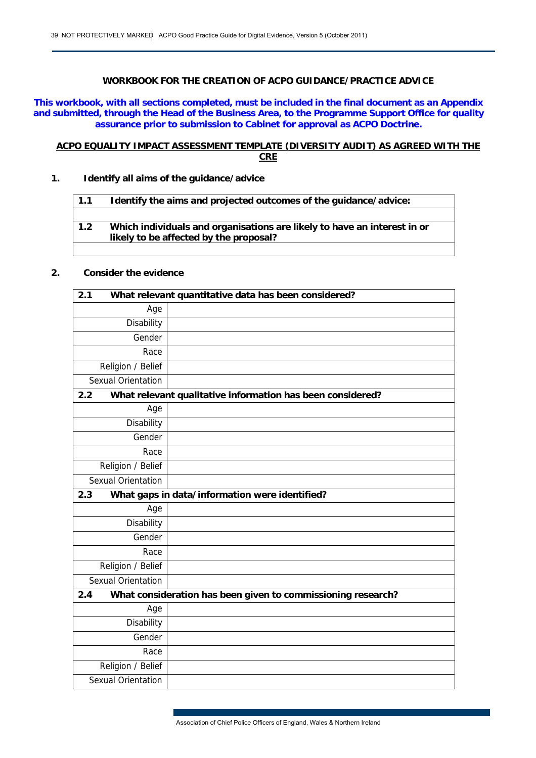**WORKBOOK FOR THE CREATION OF ACPO GUIDANCE/PRACTICE ADVICE**

**This workbook, with all sections completed, must be included in the final document as an Appendix and submitted, through the Head of the Business Area, to the Programme Support Office for quality assurance prior to submission to Cabinet for approval as ACPO Doctrine.**

**ACPO EQUALITY IMPACT ASSESSMENT TEMPLATE (DIVERSITY AUDIT) AS AGREED WITH THE CRE**

**1. Identify all aims of the guidance/advice**

| **1.1 Identify the aims and projected outcomes of the guidance/advice:** |
|---|
| |
| **1.2 Which individuals and organisations are likely to have an interest in or likely to be affected by the proposal?** |
| |

**2. Consider the evidence**

| **2.1 What relevant quantitative data has been considered?** | |
|---|---|
| Age | |
| Disability | |
| Gender | |
| Race | |
| Religion / Belief | |
| Sexual Orientation | |
| **2.2 What relevant qualitative information has been considered?** | |
| Age | |
| Disability | |
| Gender | |
| Race | |
| Religion / Belief | |
| Sexual Orientation | |
| **2.3 What gaps in data/information were identified?** | |
| Age | |
| Disability | |
| Gender | |
| Race | |
| Religion / Belief | |
| Sexual Orientation | |
| **2.4 What consideration has been given to commissioning research?** | |
| Age | |
| Disability | |
| Gender | |
| Race | |
| Religion / Belief | |
| Sexual Orientation | |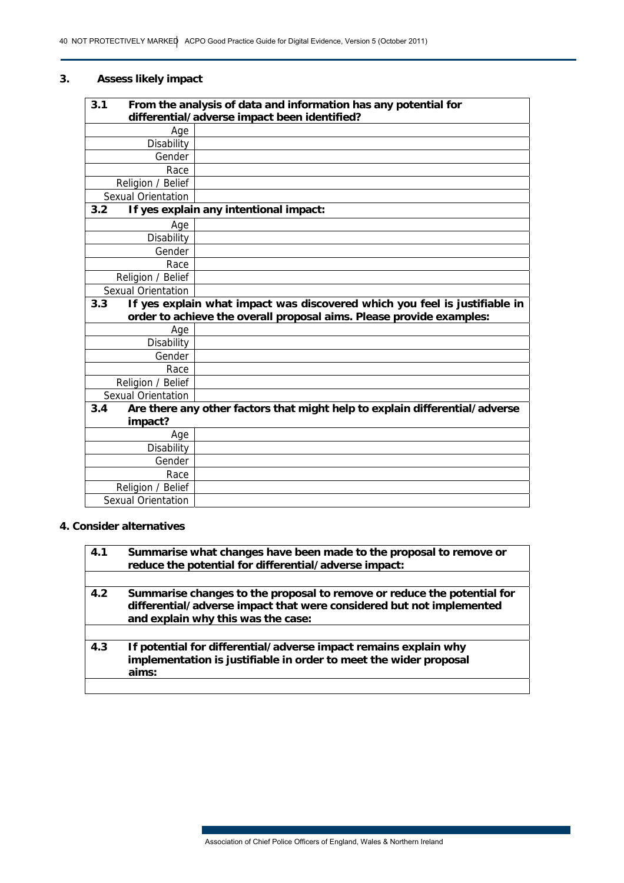## 3. Assess likely impact

| **3.1** **From the analysis of data and information has any potential for differential/adverse impact been identified?** | |
|---|---|
| Age | |
| Disability | |
| Gender | |
| Race | |
| Religion / Belief | |
| Sexual Orientation | |
| **3.2** **If yes explain any intentional impact:** | |
| Age | |
| Disability | |
| Gender | |
| Race | |
| Religion / Belief | |
| Sexual Orientation | |
| **3.3** **If yes explain what impact was discovered which you feel is justifiable in order to achieve the overall proposal aims. Please provide examples:** | |
| Age | |
| Disability | |
| Gender | |
| Race | |
| Religion / Belief | |
| Sexual Orientation | |
| **3.4** **Are there any other factors that might help to explain differential/adverse impact?** | |
| Age | |
| Disability | |
| Gender | |
| Race | |
| Religion / Belief | |
| Sexual Orientation | |

## 4. Consider alternatives

| **4.1** **Summarise what changes have been made to the proposal to remove or reduce the potential for differential/adverse impact:** |
|---|
| |
| **4.2** **Summarise changes to the proposal to remove or reduce the potential for differential/adverse impact that were considered but not implemented and explain why this was the case:** |
| |
| **4.3** **If potential for differential/adverse impact remains explain why implementation is justifiable in order to meet the wider proposal aims:** |
| |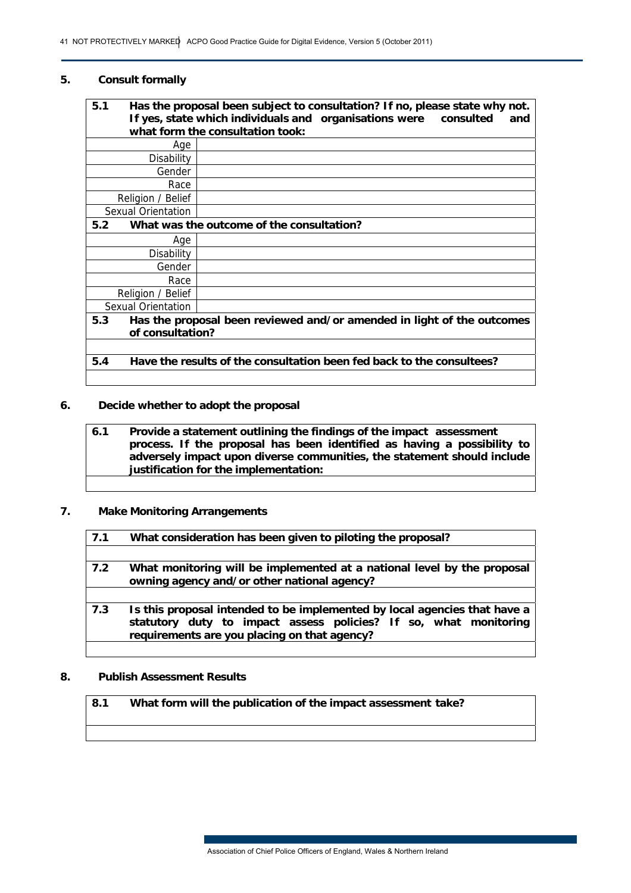## 5. Consult formally

| 5.1 | Has the proposal been subject to consultation? If no, please state why not. If yes, state which individuals and organisations were consulted and what form the consultation took: |
|---|---|
| Age | |
| Disability | |
| Gender | |
| Race | |
| Religion / Belief | |
| Sexual Orientation | |
| **5.2** | **What was the outcome of the consultation?** |
| Age | |
| Disability | |
| Gender | |
| Race | |
| Religion / Belief | |
| Sexual Orientation | |
| **5.3** | **Has the proposal been reviewed and/or amended in light of the outcomes of consultation?** |
| | |
| **5.4** | **Have the results of the consultation been fed back to the consultees?** |
| | |

## 6. Decide whether to adopt the proposal

| 6.1 | Provide a statement outlining the findings of the impact assessment process. If the proposal has been identified as having a possibility to adversely impact upon diverse communities, the statement should include justification for the implementation: |
|---|---|
| | |

## 7. Make Monitoring Arrangements

| 7.1 | What consideration has been given to piloting the proposal? |
|---|---|
| | |
| **7.2** | **What monitoring will be implemented at a national level by the proposal owning agency and/or other national agency?** |
| | |
| **7.3** | **Is this proposal intended to be implemented by local agencies that have a statutory duty to impact assess policies? If so, what monitoring requirements are you placing on that agency?** |
| | |

## 8. Publish Assessment Results

| 8.1 | What form will the publication of the impact assessment take? |
|---|---|
| | |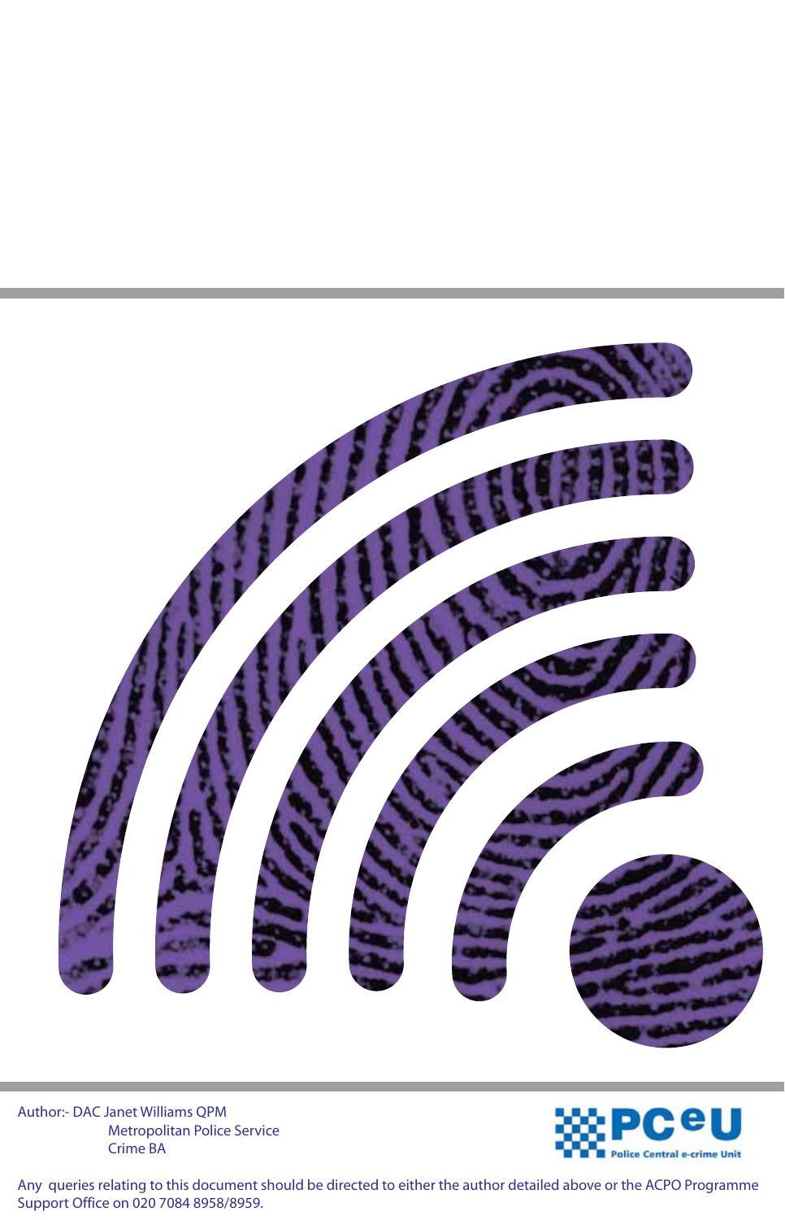Author:- DAC Janet Williams QPM
Metropolitan Police Service
Crime BA

PCeU
Police Central e-crime Unit

Any queries relating to this document should be directed to either the author detailed above or the ACPO Programme Support Office on 020 7084 8958/8959.